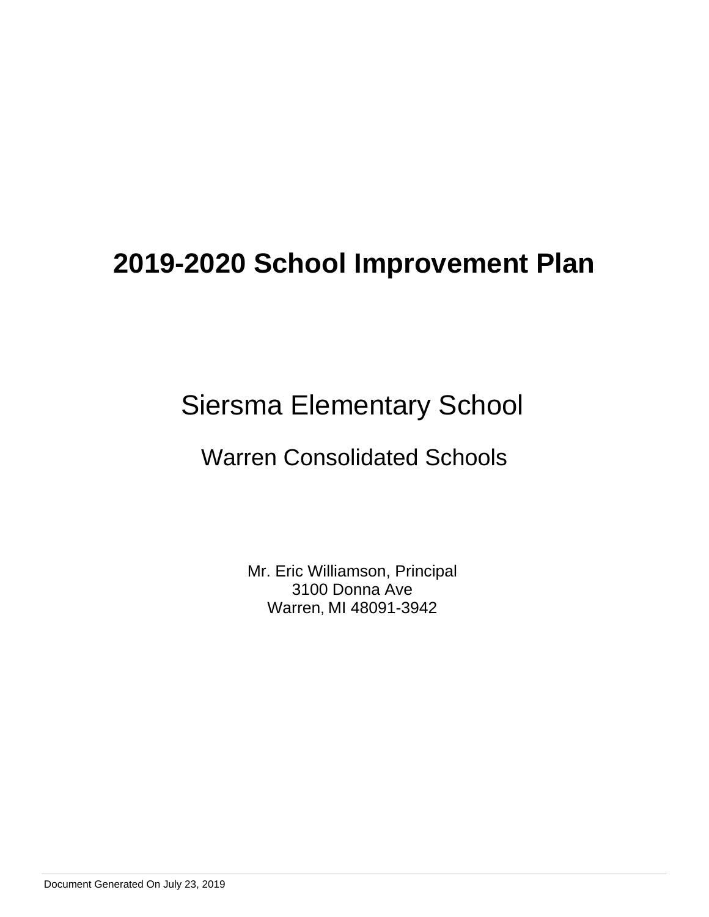# 2019-2020 School Improvement Plan

## Siersma Elementary School

### Warren Consolidated Schools

Mr. Eric Williamson, Principal
3100 Donna Ave
Warren, MI 48091-3942

Document Generated On July 23, 2019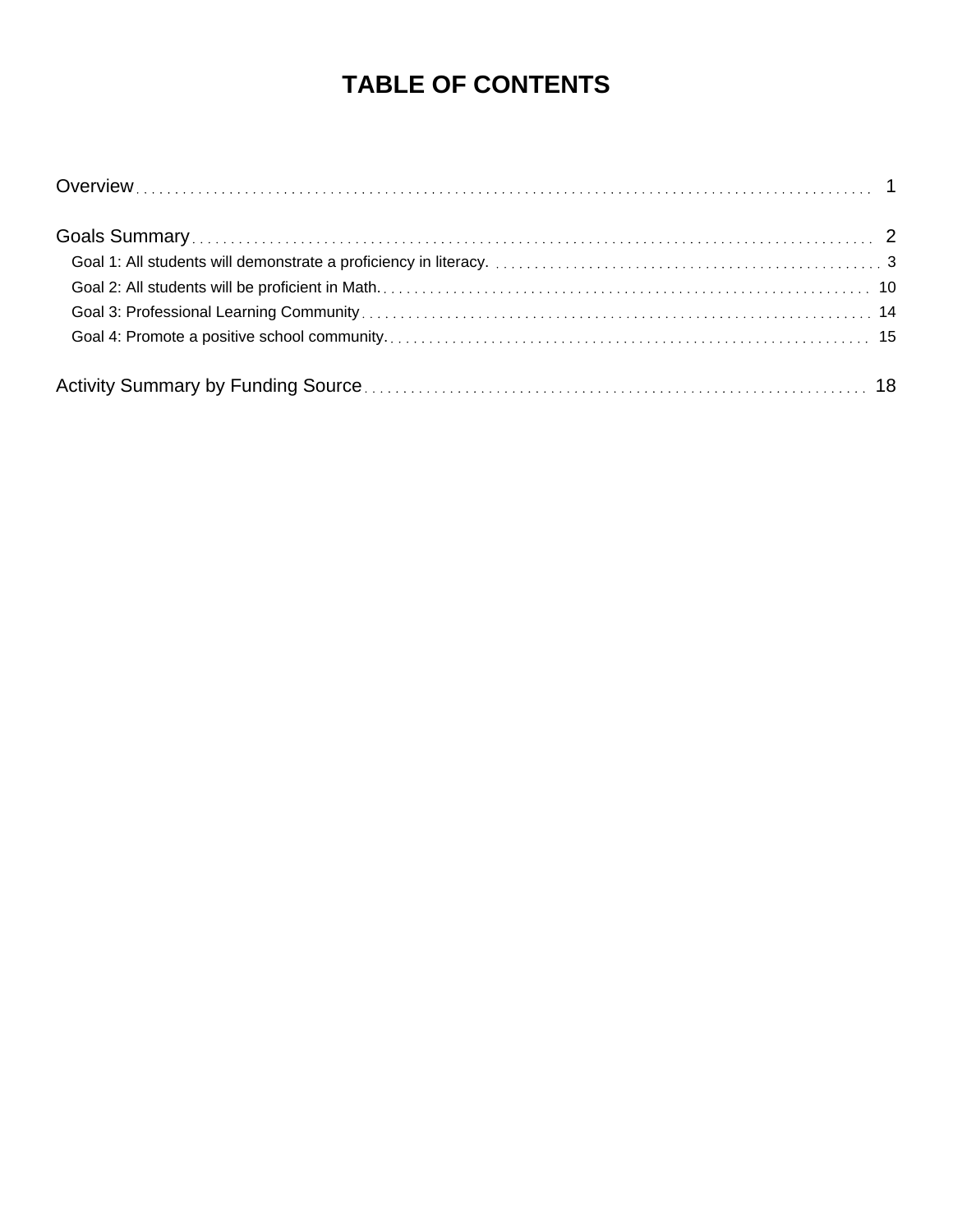# TABLE OF CONTENTS

Overview . . . . . . . . . . 1

Goals Summary . . . . . . . . . . 2

- Goal 1: All students will demonstrate a proficiency in literacy. . . . . . . . . . . 3
- Goal 2: All students will be proficient in Math. . . . . . . . . . . 10
- Goal 3: Professional Learning Community . . . . . . . . . . 14
- Goal 4: Promote a positive school community. . . . . . . . . . . 15

Activity Summary by Funding Source . . . . . . . . . . 18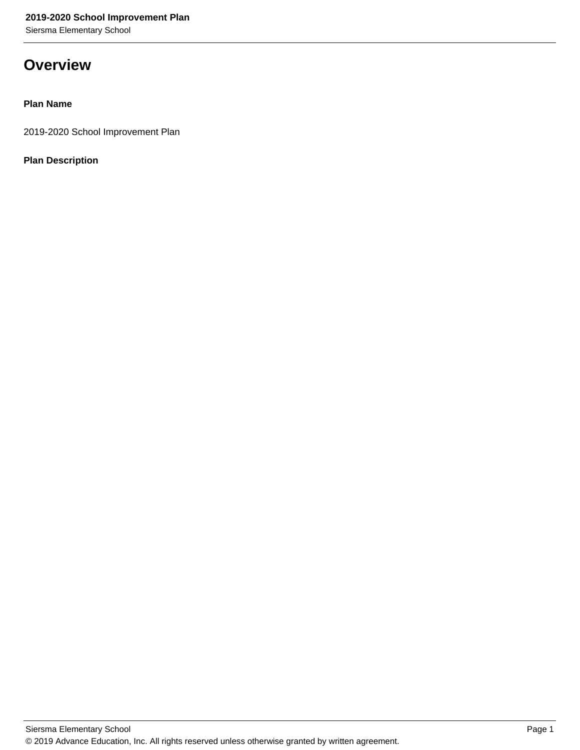# Overview

**Plan Name**

2019-2020 School Improvement Plan

**Plan Description**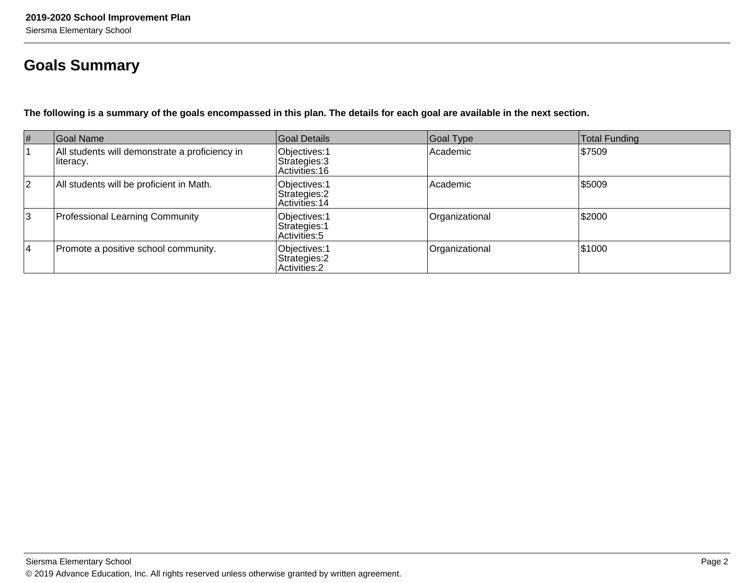# Goals Summary

**The following is a summary of the goals encompassed in this plan. The details for each goal are available in the next section.**

| # | Goal Name | Goal Details | Goal Type | Total Funding |
|---|---|---|---|---|
| 1 | All students will demonstrate a proficiency in literacy. | Objectives:1<br>Strategies:3<br>Activities:16 | Academic | $7509 |
| 2 | All students will be proficient in Math. | Objectives:1<br>Strategies:2<br>Activities:14 | Academic | $5009 |
| 3 | Professional Learning Community | Objectives:1<br>Strategies:1<br>Activities:5 | Organizational | $2000 |
| 4 | Promote a positive school community. | Objectives:1<br>Strategies:2<br>Activities:2 | Organizational | $1000 |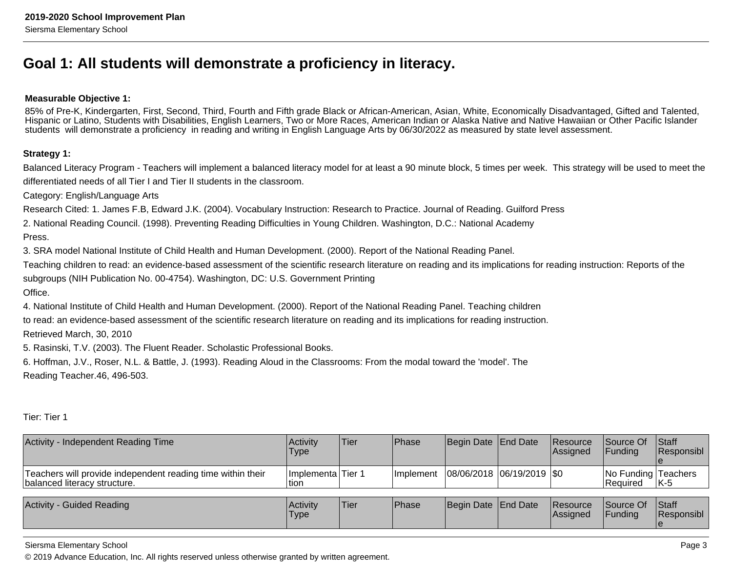# Goal 1: All students will demonstrate a proficiency in literacy.

**Measurable Objective 1:**

85% of Pre-K, Kindergarten, First, Second, Third, Fourth and Fifth grade Black or African-American, Asian, White, Economically Disadvantaged, Gifted and Talented, Hispanic or Latino, Students with Disabilities, English Learners, Two or More Races, American Indian or Alaska Native and Native Hawaiian or Other Pacific Islander students will demonstrate a proficiency in reading and writing in English Language Arts by 06/30/2022 as measured by state level assessment.

**Strategy 1:**

Balanced Literacy Program - Teachers will implement a balanced literacy model for at least a 90 minute block, 5 times per week. This strategy will be used to meet the differentiated needs of all Tier I and Tier II students in the classroom.

Category: English/Language Arts

Research Cited: 1. James F.B, Edward J.K. (2004). Vocabulary Instruction: Research to Practice. Journal of Reading. Guilford Press

2. National Reading Council. (1998). Preventing Reading Difficulties in Young Children. Washington, D.C.: National Academy Press.

3. SRA model National Institute of Child Health and Human Development. (2000). Report of the National Reading Panel. Teaching children to read: an evidence-based assessment of the scientific research literature on reading and its implications for reading instruction: Reports of the subgroups (NIH Publication No. 00-4754). Washington, DC: U.S. Government Printing Office.

4. National Institute of Child Health and Human Development. (2000). Report of the National Reading Panel. Teaching children to read: an evidence-based assessment of the scientific research literature on reading and its implications for reading instruction. Retrieved March, 30, 2010

5. Rasinski, T.V. (2003). The Fluent Reader. Scholastic Professional Books.

6. Hoffman, J.V., Roser, N.L. & Battle, J. (1993). Reading Aloud in the Classrooms: From the modal toward the 'model'. The Reading Teacher.46, 496-503.

Tier: Tier 1

| Activity - Independent Reading Time | Activity Type | Tier | Phase | Begin Date | End Date | Resource Assigned | Source Of Funding | Staff Responsible |
|---|---|---|---|---|---|---|---|---|
| Teachers will provide independent reading time within their balanced literacy structure. | Implementation | Tier 1 | Implement | 08/06/2018 | 06/19/2019 | $0 | No Funding Required | Teachers K-5 |

| Activity - Guided Reading | Activity Type | Tier | Phase | Begin Date | End Date | Resource Assigned | Source Of Funding | Staff Responsible |
|---|---|---|---|---|---|---|---|---|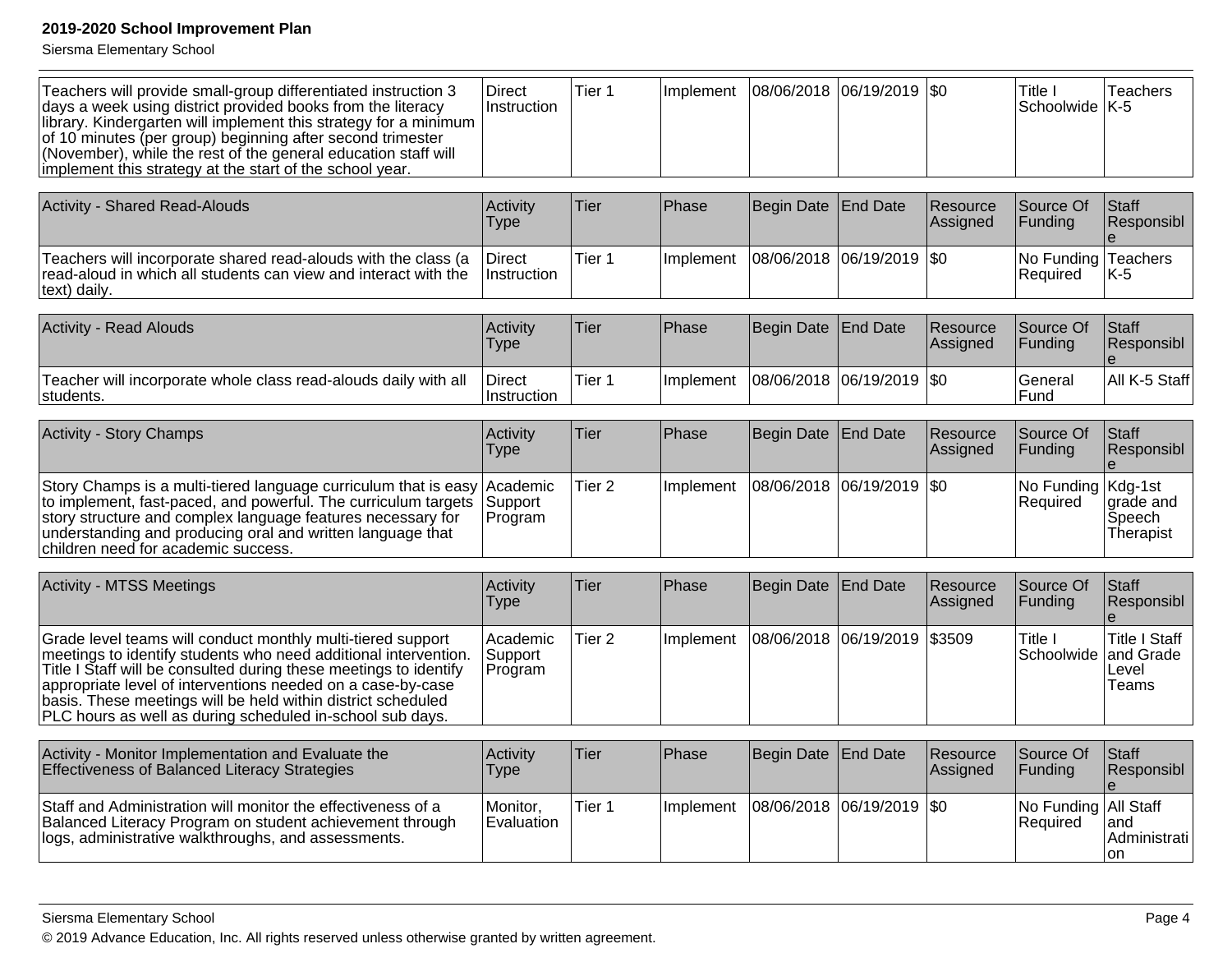| | | | | | | | | |
|---|---|---|---|---|---|---|---|---|
| Teachers will provide small-group differentiated instruction 3 days a week using district provided books from the literacy library. Kindergarten will implement this strategy for a minimum of 10 minutes (per group) beginning after second trimester (November), while the rest of the general education staff will implement this strategy at the start of the school year. | Direct Instruction | Tier 1 | Implement | 08/06/2018 | 06/19/2019 | $0 | Title I Schoolwide | Teachers K-5 |

| Activity - Shared Read-Alouds | Activity Type | Tier | Phase | Begin Date | End Date | Resource Assigned | Source Of Funding | Staff Responsible |
|---|---|---|---|---|---|---|---|---|
| Teachers will incorporate shared read-alouds with the class (a read-aloud in which all students can view and interact with the text) daily. | Direct Instruction | Tier 1 | Implement | 08/06/2018 | 06/19/2019 | $0 | No Funding Required | Teachers K-5 |

| Activity - Read Alouds | Activity Type | Tier | Phase | Begin Date | End Date | Resource Assigned | Source Of Funding | Staff Responsible |
|---|---|---|---|---|---|---|---|---|
| Teacher will incorporate whole class read-alouds daily with all students. | Direct Instruction | Tier 1 | Implement | 08/06/2018 | 06/19/2019 | $0 | General Fund | All K-5 Staff |

| Activity - Story Champs | Activity Type | Tier | Phase | Begin Date | End Date | Resource Assigned | Source Of Funding | Staff Responsible |
|---|---|---|---|---|---|---|---|---|
| Story Champs is a multi-tiered language curriculum that is easy to implement, fast-paced, and powerful. The curriculum targets story structure and complex language features necessary for understanding and producing oral and written language that children need for academic success. | Academic Support Program | Tier 2 | Implement | 08/06/2018 | 06/19/2019 | $0 | No Funding Required | Kdg-1st grade and Speech Therapist |

| Activity - MTSS Meetings | Activity Type | Tier | Phase | Begin Date | End Date | Resource Assigned | Source Of Funding | Staff Responsible |
|---|---|---|---|---|---|---|---|---|
| Grade level teams will conduct monthly multi-tiered support meetings to identify students who need additional intervention. Title I Staff will be consulted during these meetings to identify appropriate level of interventions needed on a case-by-case basis. These meetings will be held within district scheduled PLC hours as well as during scheduled in-school sub days. | Academic Support Program | Tier 2 | Implement | 08/06/2018 | 06/19/2019 | $3509 | Title I Schoolwide | Title I Staff and Grade Level Teams |

| Activity - Monitor Implementation and Evaluate the Effectiveness of Balanced Literacy Strategies | Activity Type | Tier | Phase | Begin Date | End Date | Resource Assigned | Source Of Funding | Staff Responsible |
|---|---|---|---|---|---|---|---|---|
| Staff and Administration will monitor the effectiveness of a Balanced Literacy Program on student achievement through logs, administrative walkthroughs, and assessments. | Monitor, Evaluation | Tier 1 | Implement | 08/06/2018 | 06/19/2019 | $0 | No Funding Required | All Staff and Administration |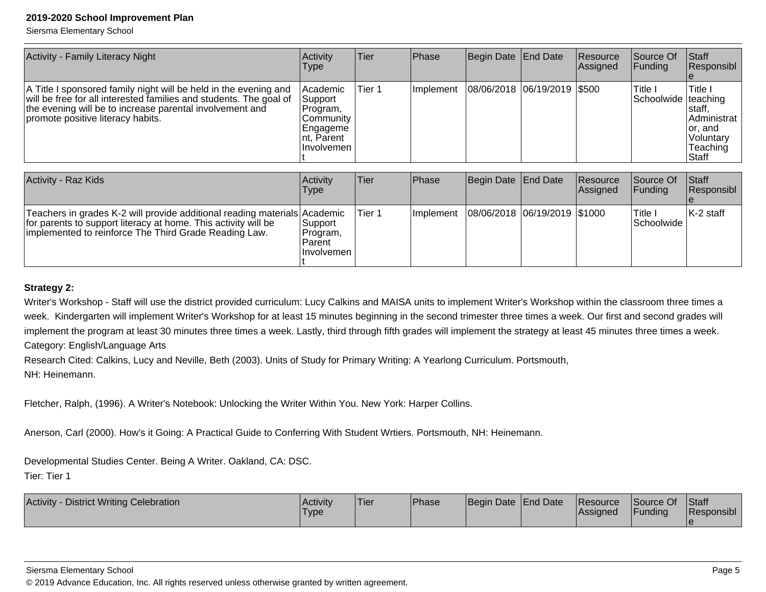| Activity - Family Literacy Night | Activity Type | Tier | Phase | Begin Date | End Date | Resource Assigned | Source Of Funding | Staff Responsible |
|---|---|---|---|---|---|---|---|---|
| A Title I sponsored family night will be held in the evening and will be free for all interested families and students. The goal of the evening will be to increase parental involvement and promote positive literacy habits. | Academic Support Program, Community Engagement, Parent Involvement | Tier 1 | Implement | 08/06/2018 | 06/19/2019 | $500 | Title I Schoolwide | Title I teaching staff, Administrator, and Voluntary Teaching Staff |

| Activity - Raz Kids | Activity Type | Tier | Phase | Begin Date | End Date | Resource Assigned | Source Of Funding | Staff Responsible |
|---|---|---|---|---|---|---|---|---|
| Teachers in grades K-2 will provide additional reading materials for parents to support literacy at home. This activity will be implemented to reinforce The Third Grade Reading Law. | Academic Support Program, Parent Involvement | Tier 1 | Implement | 08/06/2018 | 06/19/2019 | $1000 | Title I Schoolwide | K-2 staff |

**Strategy 2:**

Writer's Workshop - Staff will use the district provided curriculum: Lucy Calkins and MAISA units to implement Writer's Workshop within the classroom three times a week. Kindergarten will implement Writer's Workshop for at least 15 minutes beginning in the second trimester three times a week. Our first and second grades will implement the program at least 30 minutes three times a week. Lastly, third through fifth grades will implement the strategy at least 45 minutes three times a week.

Category: English/Language Arts

Research Cited: Calkins, Lucy and Neville, Beth (2003). Units of Study for Primary Writing: A Yearlong Curriculum. Portsmouth, NH: Heinemann.

Fletcher, Ralph, (1996). A Writer's Notebook: Unlocking the Writer Within You. New York: Harper Collins.

Anerson, Carl (2000). How's it Going: A Practical Guide to Conferring With Student Wrtiers. Portsmouth, NH: Heinemann.

Developmental Studies Center. Being A Writer. Oakland, CA: DSC.

Tier: Tier 1

| Activity - District Writing Celebration | Activity Type | Tier | Phase | Begin Date | End Date | Resource Assigned | Source Of Funding | Staff Responsible |
|---|---|---|---|---|---|---|---|---|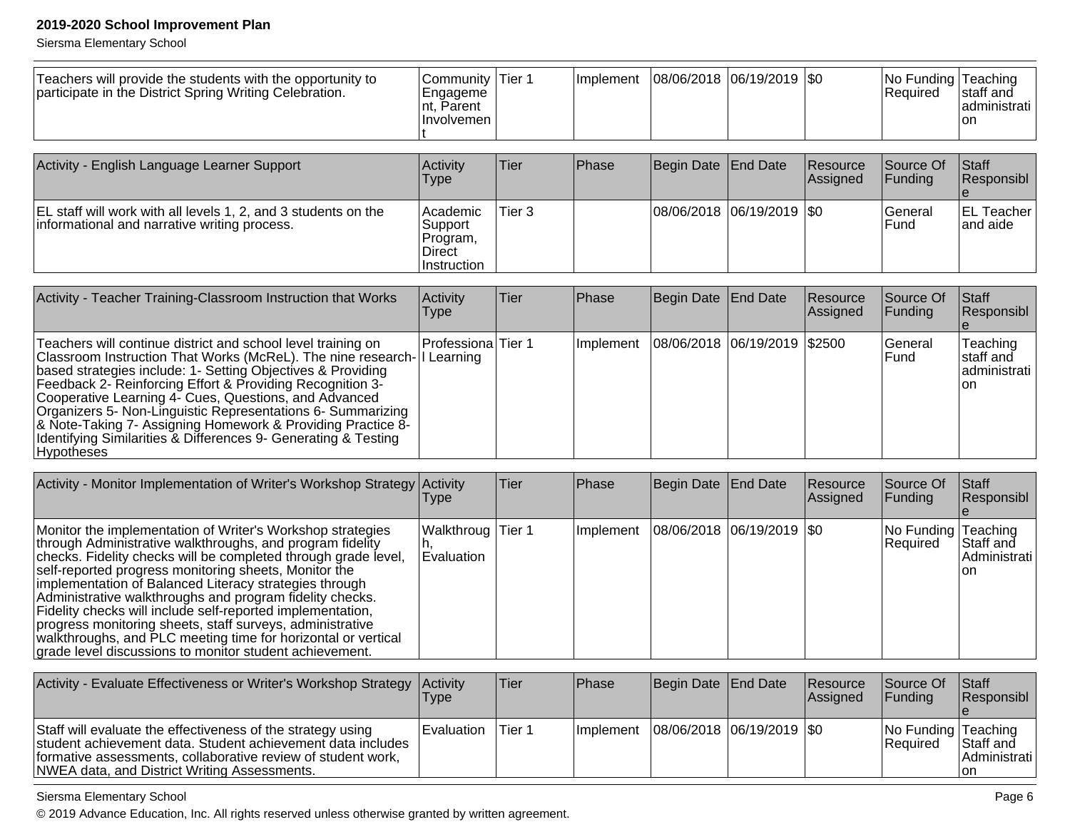| | | | | | | | | |
|---|---|---|---|---|---|---|---|---|
| Teachers will provide the students with the opportunity to participate in the District Spring Writing Celebration. | Community Engagement, Parent Involvement | Tier 1 | Implement | 08/06/2018 | 06/19/2019 | $0 | No Funding Required | Teaching staff and administration |

| Activity - English Language Learner Support | Activity Type | Tier | Phase | Begin Date | End Date | Resource Assigned | Source Of Funding | Staff Responsible |
|---|---|---|---|---|---|---|---|---|
| EL staff will work with all levels 1, 2, and 3 students on the informational and narrative writing process. | Academic Support Program, Direct Instruction | Tier 3 | | 08/06/2018 | 06/19/2019 | $0 | General Fund | EL Teacher and aide |

| Activity - Teacher Training-Classroom Instruction that Works | Activity Type | Tier | Phase | Begin Date | End Date | Resource Assigned | Source Of Funding | Staff Responsible |
|---|---|---|---|---|---|---|---|---|
| Teachers will continue district and school level training on Classroom Instruction That Works (McReL). The nine research-based strategies include: 1- Setting Objectives & Providing Feedback 2- Reinforcing Effort & Providing Recognition 3- Cooperative Learning 4- Cues, Questions, and Advanced Organizers 5- Non-Linguistic Representations 6- Summarizing & Note-Taking 7- Assigning Homework & Providing Practice 8- Identifying Similarities & Differences 9- Generating & Testing Hypotheses | Professional Learning | Tier 1 | Implement | 08/06/2018 | 06/19/2019 | $2500 | General Fund | Teaching staff and administration |

| Activity - Monitor Implementation of Writer's Workshop Strategy | Activity Type | Tier | Phase | Begin Date | End Date | Resource Assigned | Source Of Funding | Staff Responsible |
|---|---|---|---|---|---|---|---|---|
| Monitor the implementation of Writer's Workshop strategies through Administrative walkthroughs, and program fidelity checks. Fidelity checks will be completed through grade level, self-reported progress monitoring sheets, Monitor the implementation of Balanced Literacy strategies through Administrative walkthroughs and program fidelity checks. Fidelity checks will include self-reported implementation, progress monitoring sheets, staff surveys, administrative walkthroughs, and PLC meeting time for horizontal or vertical grade level discussions to monitor student achievement. | Walkthrough, Evaluation | Tier 1 | Implement | 08/06/2018 | 06/19/2019 | $0 | No Funding Required | Teaching Staff and Administration |

| Activity - Evaluate Effectiveness or Writer's Workshop Strategy | Activity Type | Tier | Phase | Begin Date | End Date | Resource Assigned | Source Of Funding | Staff Responsible |
|---|---|---|---|---|---|---|---|---|
| Staff will evaluate the effectiveness of the strategy using student achievement data. Student achievement data includes formative assessments, collaborative review of student work, NWEA data, and District Writing Assessments. | Evaluation | Tier 1 | Implement | 08/06/2018 | 06/19/2019 | $0 | No Funding Required | Teaching Staff and Administration |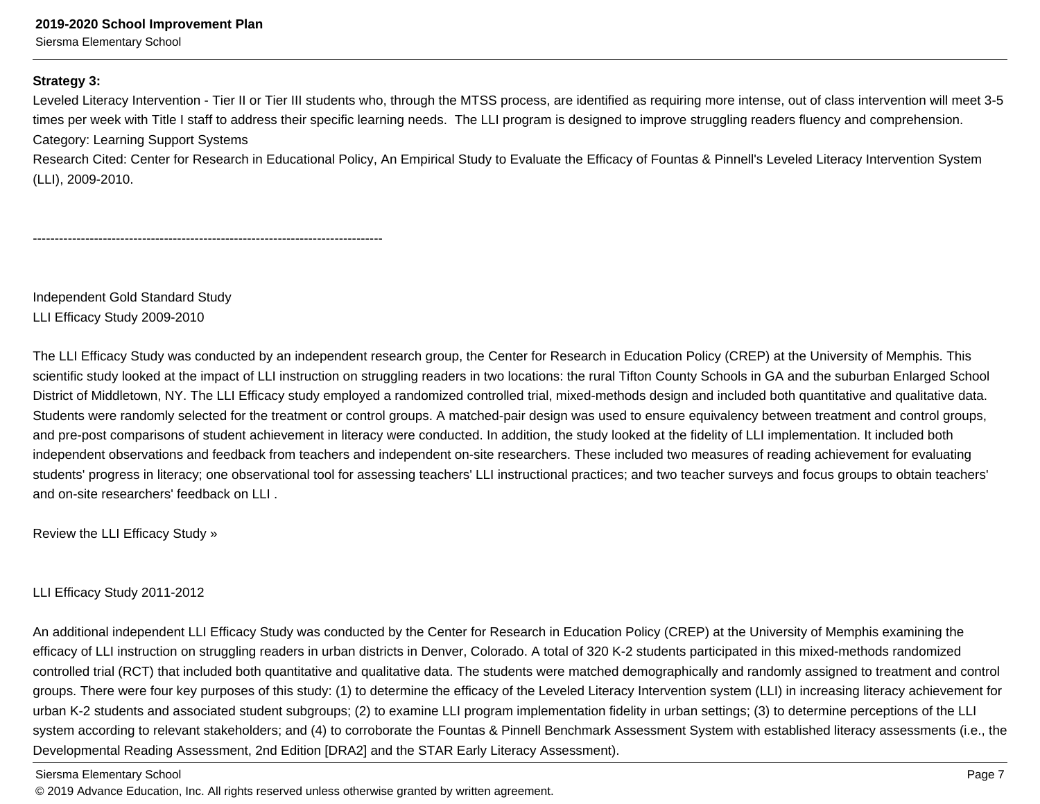**Strategy 3:**

Leveled Literacy Intervention - Tier II or Tier III students who, through the MTSS process, are identified as requiring more intense, out of class intervention will meet 3-5 times per week with Title I staff to address their specific learning needs.  The LLI program is designed to improve struggling readers fluency and comprehension.

Category: Learning Support Systems

Research Cited: Center for Research in Educational Policy, An Empirical Study to Evaluate the Efficacy of Fountas & Pinnell's Leveled Literacy Intervention System (LLI), 2009-2010.

--------------------------------------------------------------------------------

Independent Gold Standard Study

LLI Efficacy Study 2009-2010

The LLI Efficacy Study was conducted by an independent research group, the Center for Research in Education Policy (CREP) at the University of Memphis. This scientific study looked at the impact of LLI instruction on struggling readers in two locations: the rural Tifton County Schools in GA and the suburban Enlarged School District of Middletown, NY. The LLI Efficacy study employed a randomized controlled trial, mixed-methods design and included both quantitative and qualitative data. Students were randomly selected for the treatment or control groups. A matched-pair design was used to ensure equivalency between treatment and control groups, and pre-post comparisons of student achievement in literacy were conducted. In addition, the study looked at the fidelity of LLI implementation. It included both independent observations and feedback from teachers and independent on-site researchers. These included two measures of reading achievement for evaluating students' progress in literacy; one observational tool for assessing teachers' LLI instructional practices; and two teacher surveys and focus groups to obtain teachers' and on-site researchers' feedback on LLI .

Review the LLI Efficacy Study »

LLI Efficacy Study 2011-2012

An additional independent LLI Efficacy Study was conducted by the Center for Research in Education Policy (CREP) at the University of Memphis examining the efficacy of LLI instruction on struggling readers in urban districts in Denver, Colorado. A total of 320 K-2 students participated in this mixed-methods randomized controlled trial (RCT) that included both quantitative and qualitative data. The students were matched demographically and randomly assigned to treatment and control groups. There were four key purposes of this study: (1) to determine the efficacy of the Leveled Literacy Intervention system (LLI) in increasing literacy achievement for urban K-2 students and associated student subgroups; (2) to examine LLI program implementation fidelity in urban settings; (3) to determine perceptions of the LLI system according to relevant stakeholders; and (4) to corroborate the Fountas & Pinnell Benchmark Assessment System with established literacy assessments (i.e., the Developmental Reading Assessment, 2nd Edition [DRA2] and the STAR Early Literacy Assessment).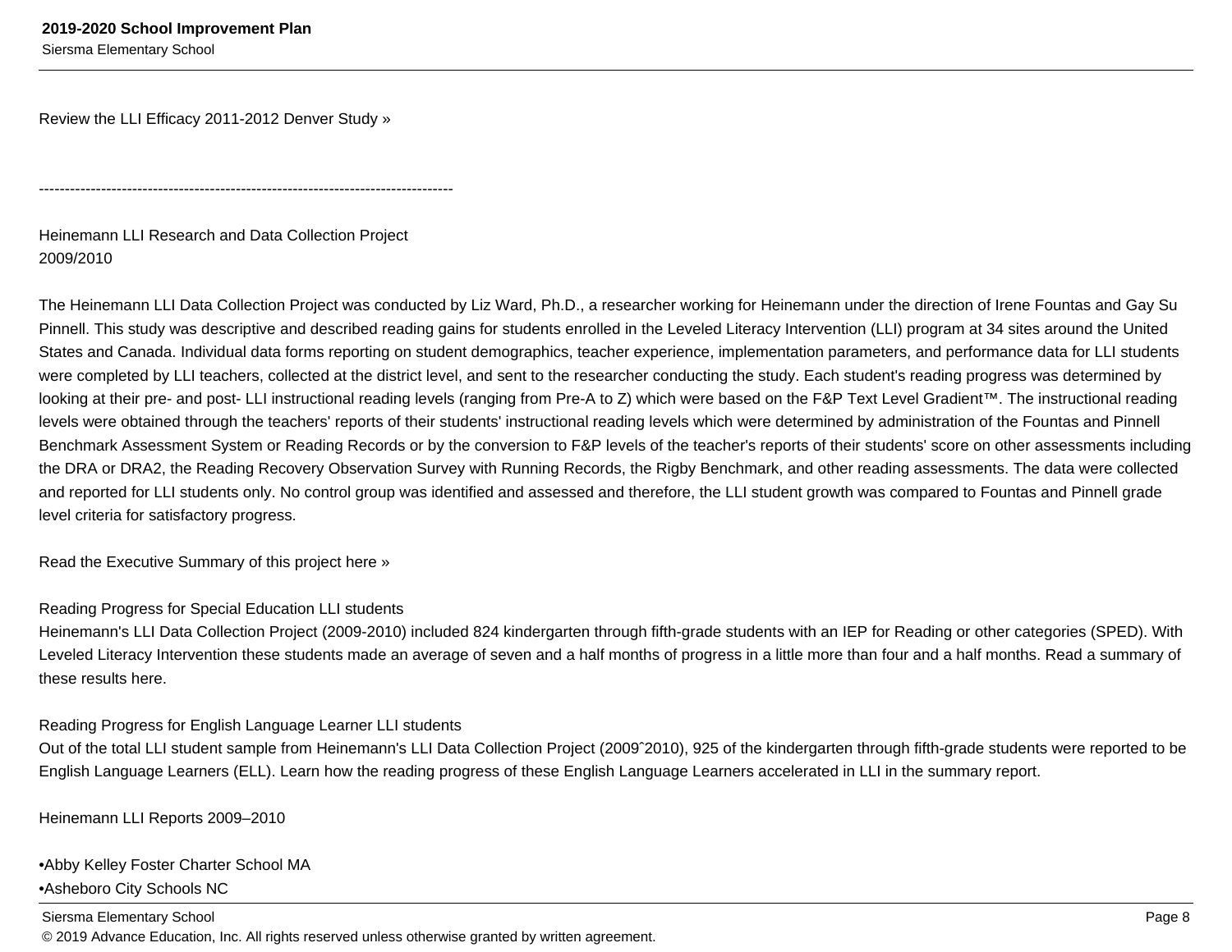Review the LLI Efficacy 2011-2012 Denver Study »

--------------------------------------------------------------------------------

Heinemann LLI Research and Data Collection Project
2009/2010

The Heinemann LLI Data Collection Project was conducted by Liz Ward, Ph.D., a researcher working for Heinemann under the direction of Irene Fountas and Gay Su Pinnell. This study was descriptive and described reading gains for students enrolled in the Leveled Literacy Intervention (LLI) program at 34 sites around the United States and Canada. Individual data forms reporting on student demographics, teacher experience, implementation parameters, and performance data for LLI students were completed by LLI teachers, collected at the district level, and sent to the researcher conducting the study. Each student's reading progress was determined by looking at their pre- and post- LLI instructional reading levels (ranging from Pre-A to Z) which were based on the F&P Text Level Gradient™. The instructional reading levels were obtained through the teachers' reports of their students' instructional reading levels which were determined by administration of the Fountas and Pinnell Benchmark Assessment System or Reading Records or by the conversion to F&P levels of the teacher's reports of their students' score on other assessments including the DRA or DRA2, the Reading Recovery Observation Survey with Running Records, the Rigby Benchmark, and other reading assessments. The data were collected and reported for LLI students only. No control group was identified and assessed and therefore, the LLI student growth was compared to Fountas and Pinnell grade level criteria for satisfactory progress.

Read the Executive Summary of this project here »

Reading Progress for Special Education LLI students
Heinemann's LLI Data Collection Project (2009-2010) included 824 kindergarten through fifth-grade students with an IEP for Reading or other categories (SPED). With Leveled Literacy Intervention these students made an average of seven and a half months of progress in a little more than four and a half months. Read a summary of these results here.

Reading Progress for English Language Learner LLI students
Out of the total LLI student sample from Heinemann's LLI Data Collection Project (2009ˆ2010), 925 of the kindergarten through fifth-grade students were reported to be English Language Learners (ELL). Learn how the reading progress of these English Language Learners accelerated in LLI in the summary report.

Heinemann LLI Reports 2009–2010

•Abby Kelley Foster Charter School MA
•Asheboro City Schools NC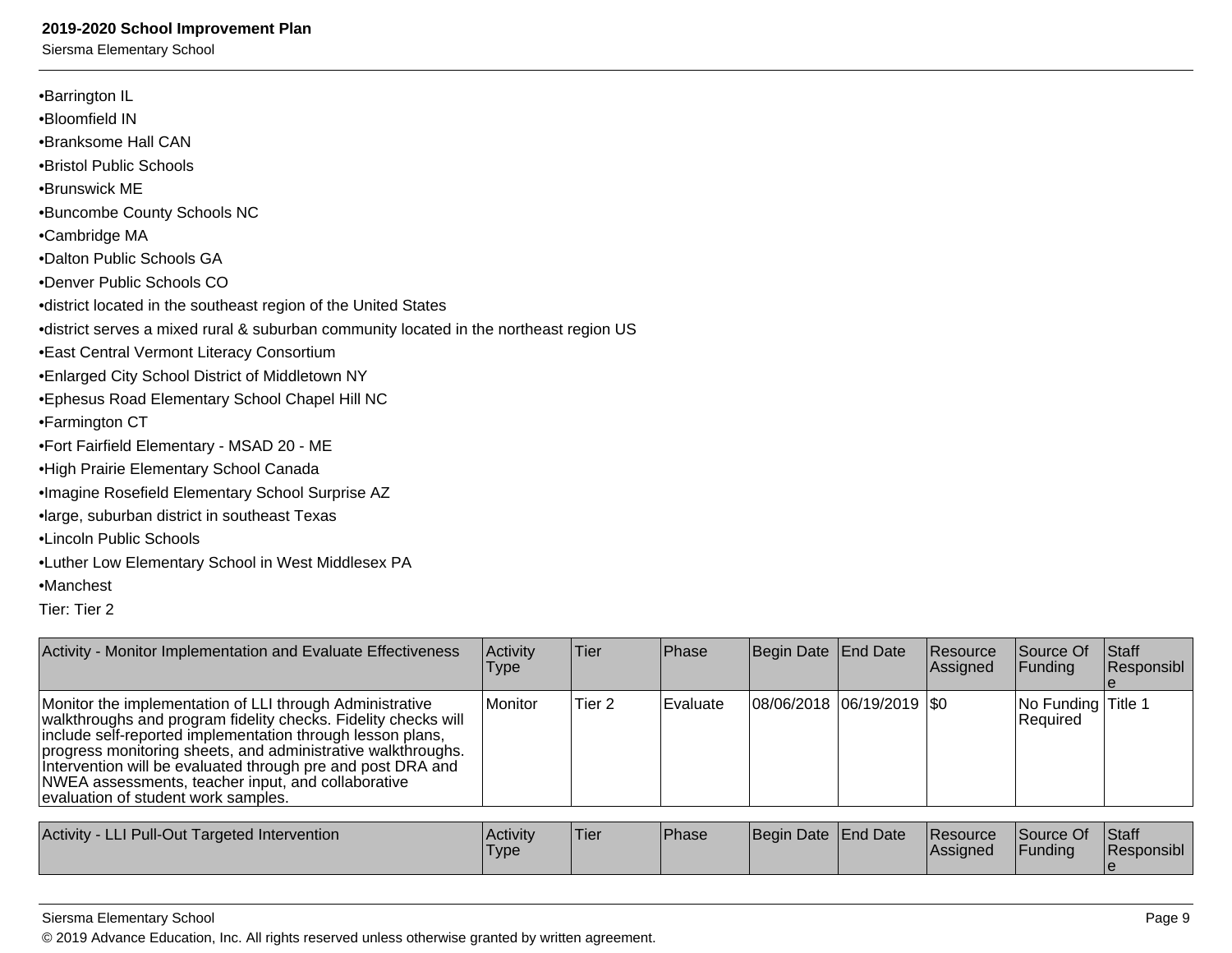•Barrington IL
•Bloomfield IN
•Branksome Hall CAN
•Bristol Public Schools
•Brunswick ME
•Buncombe County Schools NC
•Cambridge MA
•Dalton Public Schools GA
•Denver Public Schools CO
•district located in the southeast region of the United States
•district serves a mixed rural & suburban community located in the northeast region US
•East Central Vermont Literacy Consortium
•Enlarged City School District of Middletown NY
•Ephesus Road Elementary School Chapel Hill NC
•Farmington CT
•Fort Fairfield Elementary - MSAD 20 - ME
•High Prairie Elementary School Canada
•Imagine Rosefield Elementary School Surprise AZ
•large, suburban district in southeast Texas
•Lincoln Public Schools
•Luther Low Elementary School in West Middlesex PA
•Manchest
Tier: Tier 2

| Activity - Monitor Implementation and Evaluate Effectiveness | Activity Type | Tier | Phase | Begin Date | End Date | Resource Assigned | Source Of Funding | Staff Responsible |
|---|---|---|---|---|---|---|---|---|
| Monitor the implementation of LLI through Administrative walkthroughs and program fidelity checks. Fidelity checks will include self-reported implementation through lesson plans, progress monitoring sheets, and administrative walkthroughs. Intervention will be evaluated through pre and post DRA and NWEA assessments, teacher input, and collaborative evaluation of student work samples. | Monitor | Tier 2 | Evaluate | 08/06/2018 | 06/19/2019 | $0 | No Funding Required | Title 1 |

| Activity - LLI Pull-Out Targeted Intervention | Activity Type | Tier | Phase | Begin Date | End Date | Resource Assigned | Source Of Funding | Staff Responsible |
|---|---|---|---|---|---|---|---|---|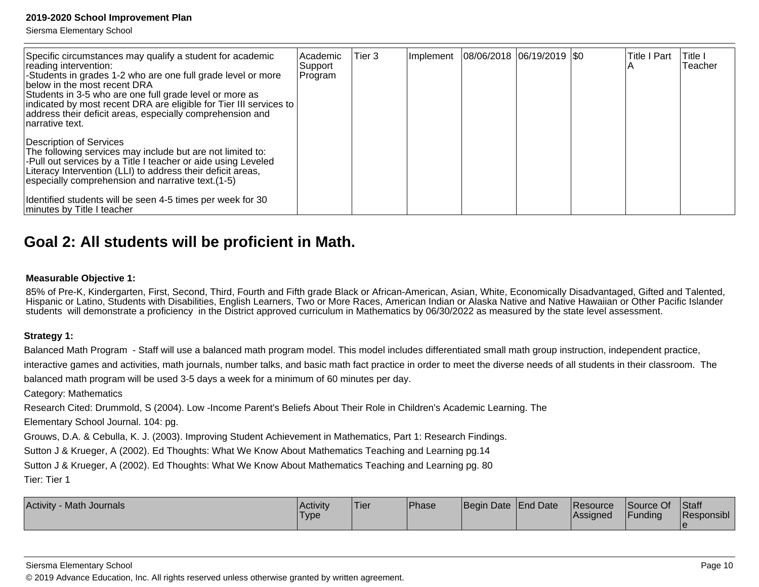| Specific circumstances may qualify a student for academic reading intervention:<br>-Students in grades 1-2 who are one full grade level or more below in the most recent DRA<br>Students in 3-5 who are one full grade level or more as indicated by most recent DRA are eligible for Tier III services to address their deficit areas, especially comprehension and narrative text.<br><br>Description of Services<br>The following services may include but are not limited to:<br>-Pull out services by a Title I teacher or aide using Leveled Literacy Intervention (LLI) to address their deficit areas, especially comprehension and narrative text.(1-5)<br><br>Identified students will be seen 4-5 times per week for 30 minutes by Title I teacher | Academic Support Program | Tier 3 | Implement | 08/06/2018 | 06/19/2019 | $0 | Title I Part A | Title I Teacher |
|---|---|---|---|---|---|---|---|---|

## Goal 2: All students will be proficient in Math.

**Measurable Objective 1:**

85% of Pre-K, Kindergarten, First, Second, Third, Fourth and Fifth grade Black or African-American, Asian, White, Economically Disadvantaged, Gifted and Talented, Hispanic or Latino, Students with Disabilities, English Learners, Two or More Races, American Indian or Alaska Native and Native Hawaiian or Other Pacific Islander students will demonstrate a proficiency in the District approved curriculum in Mathematics by 06/30/2022 as measured by the state level assessment.

**Strategy 1:**

Balanced Math Program - Staff will use a balanced math program model. This model includes differentiated small math group instruction, independent practice, interactive games and activities, math journals, number talks, and basic math fact practice in order to meet the diverse needs of all students in their classroom. The balanced math program will be used 3-5 days a week for a minimum of 60 minutes per day.

Category: Mathematics

Research Cited: Drummold, S (2004). Low -Income Parent's Beliefs About Their Role in Children's Academic Learning. The Elementary School Journal. 104: pg.

Grouws, D.A. & Cebulla, K. J. (2003). Improving Student Achievement in Mathematics, Part 1: Research Findings.

Sutton J & Krueger, A (2002). Ed Thoughts: What We Know About Mathematics Teaching and Learning pg.14

Sutton J & Krueger, A (2002). Ed Thoughts: What We Know About Mathematics Teaching and Learning pg. 80

Tier: Tier 1

| Activity - Math Journals | Activity Type | Tier | Phase | Begin Date | End Date | Resource Assigned | Source Of Funding | Staff Responsible |
|---|---|---|---|---|---|---|---|---|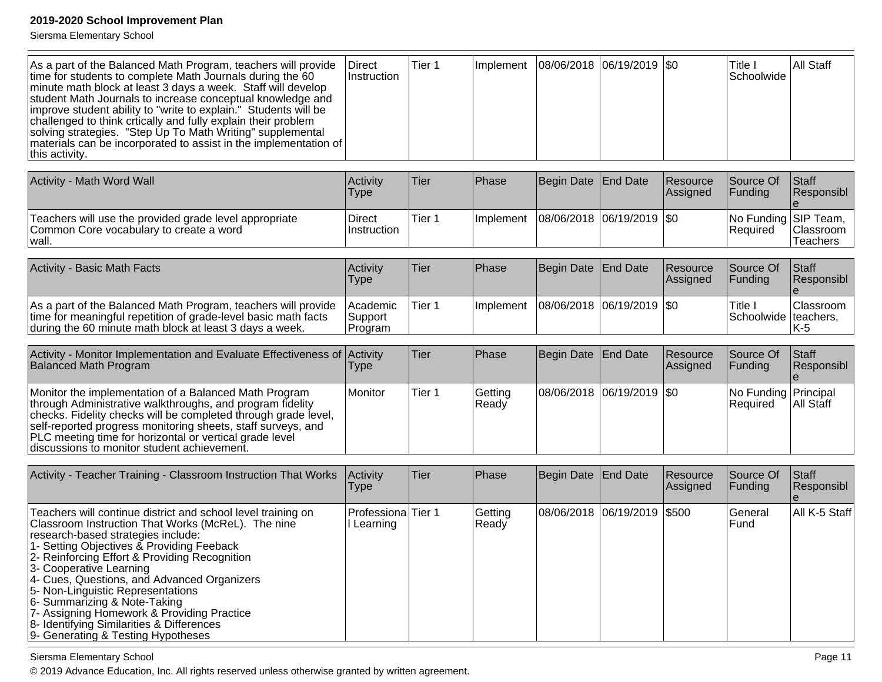| | | | | | | | | |
|---|---|---|---|---|---|---|---|---|
| As a part of the Balanced Math Program, teachers will provide time for students to complete Math Journals during the 60 minute math block at least 3 days a week. Staff will develop student Math Journals to increase conceptual knowledge and improve student ability to "write to explain." Students will be challenged to think crtically and fully explain their problem solving strategies. "Step Up To Math Writing" supplemental materials can be incorporated to assist in the implementation of this activity. | Direct Instruction | Tier 1 | Implement | 08/06/2018 | 06/19/2019 | $0 | Title I Schoolwide | All Staff |

| Activity - Math Word Wall | Activity Type | Tier | Phase | Begin Date | End Date | Resource Assigned | Source Of Funding | Staff Responsible |
|---|---|---|---|---|---|---|---|---|
| Teachers will use the provided grade level appropriate Common Core vocabulary to create a word wall. | Direct Instruction | Tier 1 | Implement | 08/06/2018 | 06/19/2019 | $0 | No Funding Required | SIP Team, Classroom Teachers |

| Activity - Basic Math Facts | Activity Type | Tier | Phase | Begin Date | End Date | Resource Assigned | Source Of Funding | Staff Responsible |
|---|---|---|---|---|---|---|---|---|
| As a part of the Balanced Math Program, teachers will provide time for meaningful repetition of grade-level basic math facts during the 60 minute math block at least 3 days a week. | Academic Support Program | Tier 1 | Implement | 08/06/2018 | 06/19/2019 | $0 | Title I Schoolwide | Classroom teachers, K-5 |

| Activity - Monitor Implementation and Evaluate Effectiveness of Balanced Math Program | Activity Type | Tier | Phase | Begin Date | End Date | Resource Assigned | Source Of Funding | Staff Responsible |
|---|---|---|---|---|---|---|---|---|
| Monitor the implementation of a Balanced Math Program through Administrative walkthroughs, and program fidelity checks. Fidelity checks will be completed through grade level, self-reported progress monitoring sheets, staff surveys, and PLC meeting time for horizontal or vertical grade level discussions to monitor student achievement. | Monitor | Tier 1 | Getting Ready | 08/06/2018 | 06/19/2019 | $0 | No Funding Required | Principal All Staff |

| Activity - Teacher Training - Classroom Instruction That Works | Activity Type | Tier | Phase | Begin Date | End Date | Resource Assigned | Source Of Funding | Staff Responsible |
|---|---|---|---|---|---|---|---|---|
| Teachers will continue district and school level training on Classroom Instruction That Works (McReL). The nine research-based strategies include:<br>1- Setting Objectives & Providing Feeback<br>2- Reinforcing Effort & Providing Recognition<br>3- Cooperative Learning<br>4- Cues, Questions, and Advanced Organizers<br>5- Non-Linguistic Representations<br>6- Summarizing & Note-Taking<br>7- Assigning Homework & Providing Practice<br>8- Identifying Similarities & Differences<br>9- Generating & Testing Hypotheses | Professional Learning | Tier 1 | Getting Ready | 08/06/2018 | 06/19/2019 | $500 | General Fund | All K-5 Staff |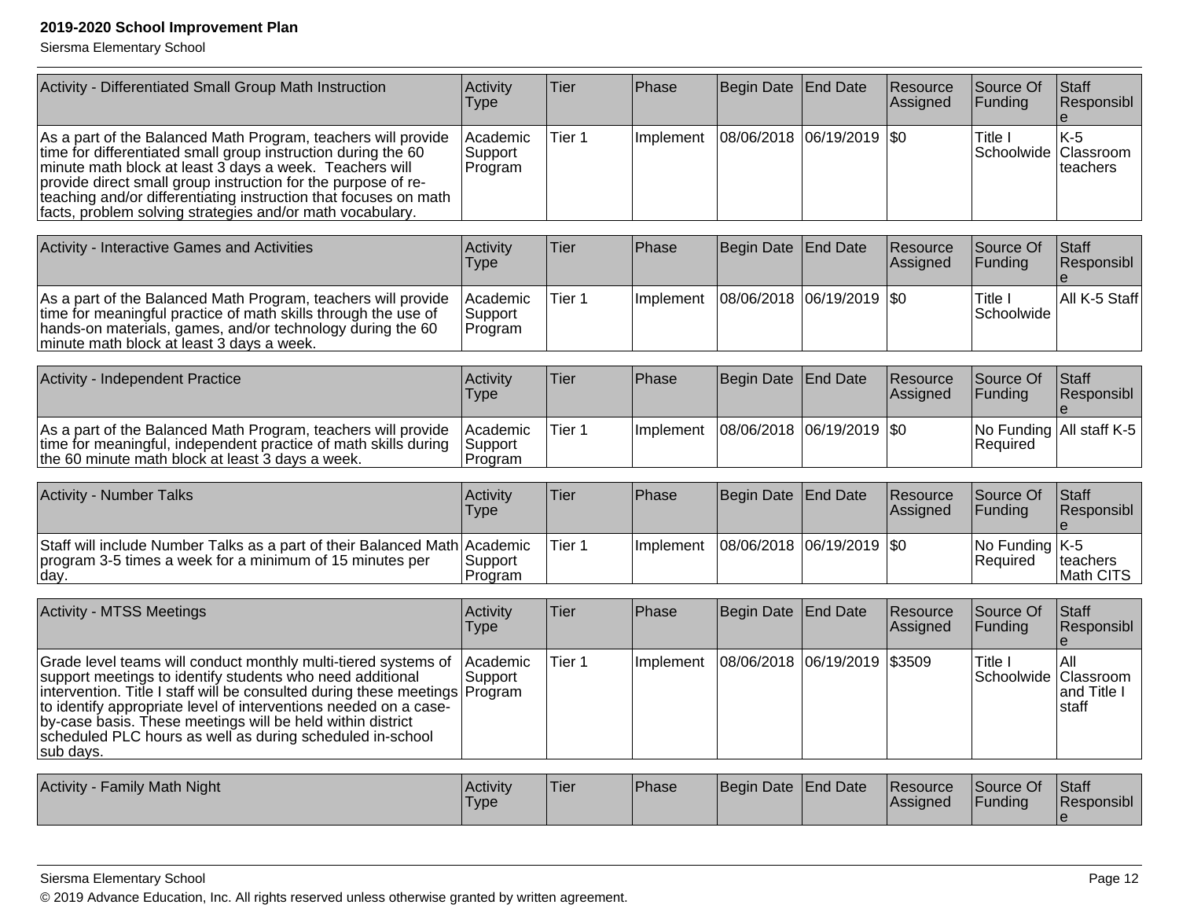| Activity - Differentiated Small Group Math Instruction | Activity Type | Tier | Phase | Begin Date | End Date | Resource Assigned | Source Of Funding | Staff Responsible |
| --- | --- | --- | --- | --- | --- | --- | --- | --- |
| As a part of the Balanced Math Program, teachers will provide time for differentiated small group instruction during the 60 minute math block at least 3 days a week. Teachers will provide direct small group instruction for the purpose of re-teaching and/or differentiating instruction that focuses on math facts, problem solving strategies and/or math vocabulary. | Academic Support Program | Tier 1 | Implement | 08/06/2018 | 06/19/2019 | $0 | Title I Schoolwide | K-5 Classroom teachers |

| Activity - Interactive Games and Activities | Activity Type | Tier | Phase | Begin Date | End Date | Resource Assigned | Source Of Funding | Staff Responsible |
| --- | --- | --- | --- | --- | --- | --- | --- | --- |
| As a part of the Balanced Math Program, teachers will provide time for meaningful practice of math skills through the use of hands-on materials, games, and/or technology during the 60 minute math block at least 3 days a week. | Academic Support Program | Tier 1 | Implement | 08/06/2018 | 06/19/2019 | $0 | Title I Schoolwide | All K-5 Staff |

| Activity - Independent Practice | Activity Type | Tier | Phase | Begin Date | End Date | Resource Assigned | Source Of Funding | Staff Responsible |
| --- | --- | --- | --- | --- | --- | --- | --- | --- |
| As a part of the Balanced Math Program, teachers will provide time for meaningful, independent practice of math skills during the 60 minute math block at least 3 days a week. | Academic Support Program | Tier 1 | Implement | 08/06/2018 | 06/19/2019 | $0 | No Funding Required | All staff K-5 |

| Activity - Number Talks | Activity Type | Tier | Phase | Begin Date | End Date | Resource Assigned | Source Of Funding | Staff Responsible |
| --- | --- | --- | --- | --- | --- | --- | --- | --- |
| Staff will include Number Talks as a part of their Balanced Math program 3-5 times a week for a minimum of 15 minutes per day. | Academic Support Program | Tier 1 | Implement | 08/06/2018 | 06/19/2019 | $0 | No Funding Required | K-5 teachers Math CITS |

| Activity - MTSS Meetings | Activity Type | Tier | Phase | Begin Date | End Date | Resource Assigned | Source Of Funding | Staff Responsible |
| --- | --- | --- | --- | --- | --- | --- | --- | --- |
| Grade level teams will conduct monthly multi-tiered systems of support meetings to identify students who need additional intervention. Title I staff will be consulted during these meetings to identify appropriate level of interventions needed on a case-by-case basis. These meetings will be held within district scheduled PLC hours as well as during scheduled in-school sub days. | Academic Support Program | Tier 1 | Implement | 08/06/2018 | 06/19/2019 | $3509 | Title I Schoolwide | All Classroom and Title I staff |

| Activity - Family Math Night | Activity Type | Tier | Phase | Begin Date | End Date | Resource Assigned | Source Of Funding | Staff Responsible |
| --- | --- | --- | --- | --- | --- | --- | --- | --- |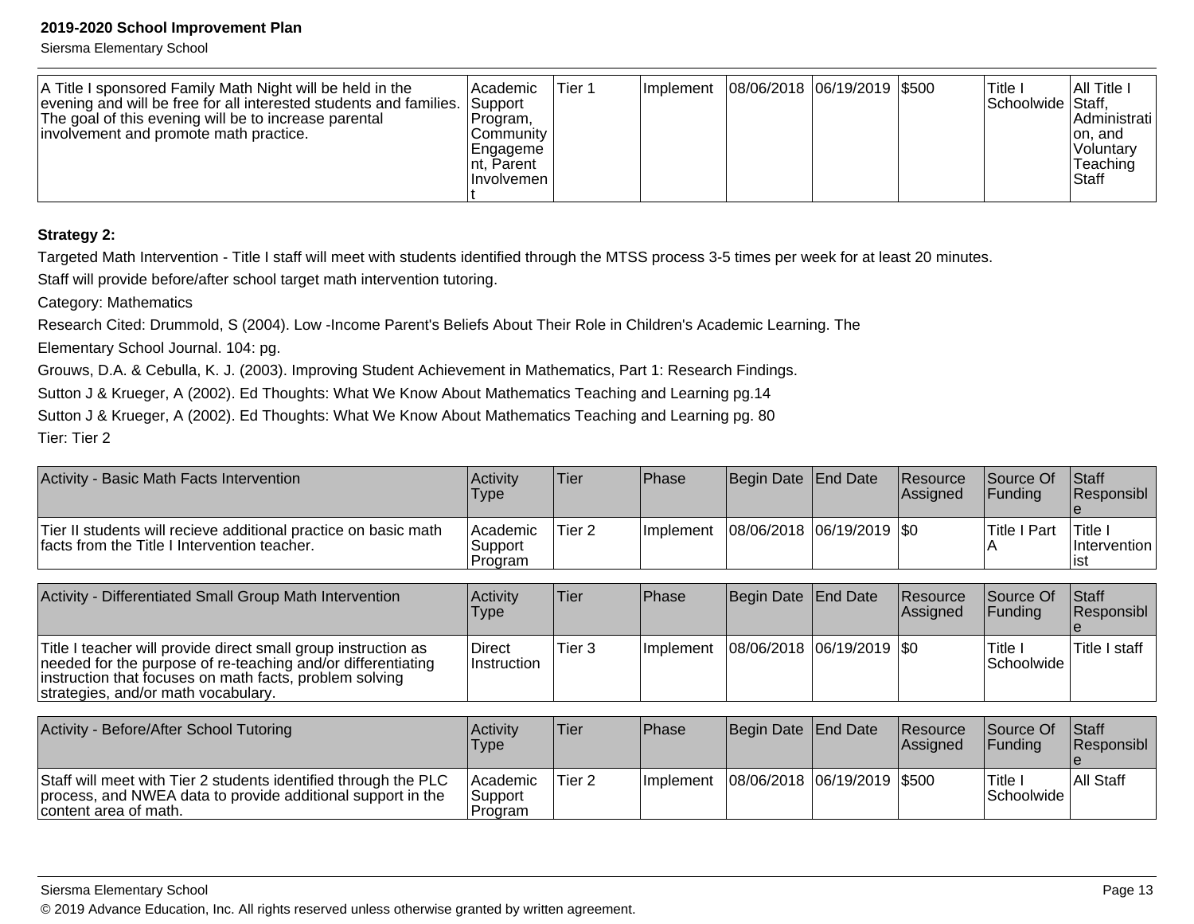| A Title I sponsored Family Math Night will be held in the evening and will be free for all interested students and families. The goal of this evening will be to increase parental involvement and promote math practice. | Academic Support Program, Community Engagement, Parent Involvement | Tier 1 | Implement | 08/06/2018 | 06/19/2019 | $500 | Title I Schoolwide | All Title I Staff, Administration, and Voluntary Teaching Staff |
|---|---|---|---|---|---|---|---|---|

**Strategy 2:**

Targeted Math Intervention - Title I staff will meet with students identified through the MTSS process 3-5 times per week for at least 20 minutes.

Staff will provide before/after school target math intervention tutoring.

Category: Mathematics

Research Cited: Drummold, S (2004). Low -Income Parent's Beliefs About Their Role in Children's Academic Learning. The

Elementary School Journal. 104: pg.

Grouws, D.A. & Cebulla, K. J. (2003). Improving Student Achievement in Mathematics, Part 1: Research Findings.

Sutton J & Krueger, A (2002). Ed Thoughts: What We Know About Mathematics Teaching and Learning pg.14

Sutton J & Krueger, A (2002). Ed Thoughts: What We Know About Mathematics Teaching and Learning pg. 80

Tier: Tier 2

| Activity - Basic Math Facts Intervention | Activity Type | Tier | Phase | Begin Date | End Date | Resource Assigned | Source Of Funding | Staff Responsible |
|---|---|---|---|---|---|---|---|---|
| Tier II students will recieve additional practice on basic math facts from the Title I Intervention teacher. | Academic Support Program | Tier 2 | Implement | 08/06/2018 | 06/19/2019 | $0 | Title I Part A | Title I Interventionist |

| Activity - Differentiated Small Group Math Intervention | Activity Type | Tier | Phase | Begin Date | End Date | Resource Assigned | Source Of Funding | Staff Responsible |
|---|---|---|---|---|---|---|---|---|
| Title I teacher will provide direct small group instruction as needed for the purpose of re-teaching and/or differentiating instruction that focuses on math facts, problem solving strategies, and/or math vocabulary. | Direct Instruction | Tier 3 | Implement | 08/06/2018 | 06/19/2019 | $0 | Title I Schoolwide | Title I staff |

| Activity - Before/After School Tutoring | Activity Type | Tier | Phase | Begin Date | End Date | Resource Assigned | Source Of Funding | Staff Responsible |
|---|---|---|---|---|---|---|---|---|
| Staff will meet with Tier 2 students identified through the PLC process, and NWEA data to provide additional support in the content area of math. | Academic Support Program | Tier 2 | Implement | 08/06/2018 | 06/19/2019 | $500 | Title I Schoolwide | All Staff |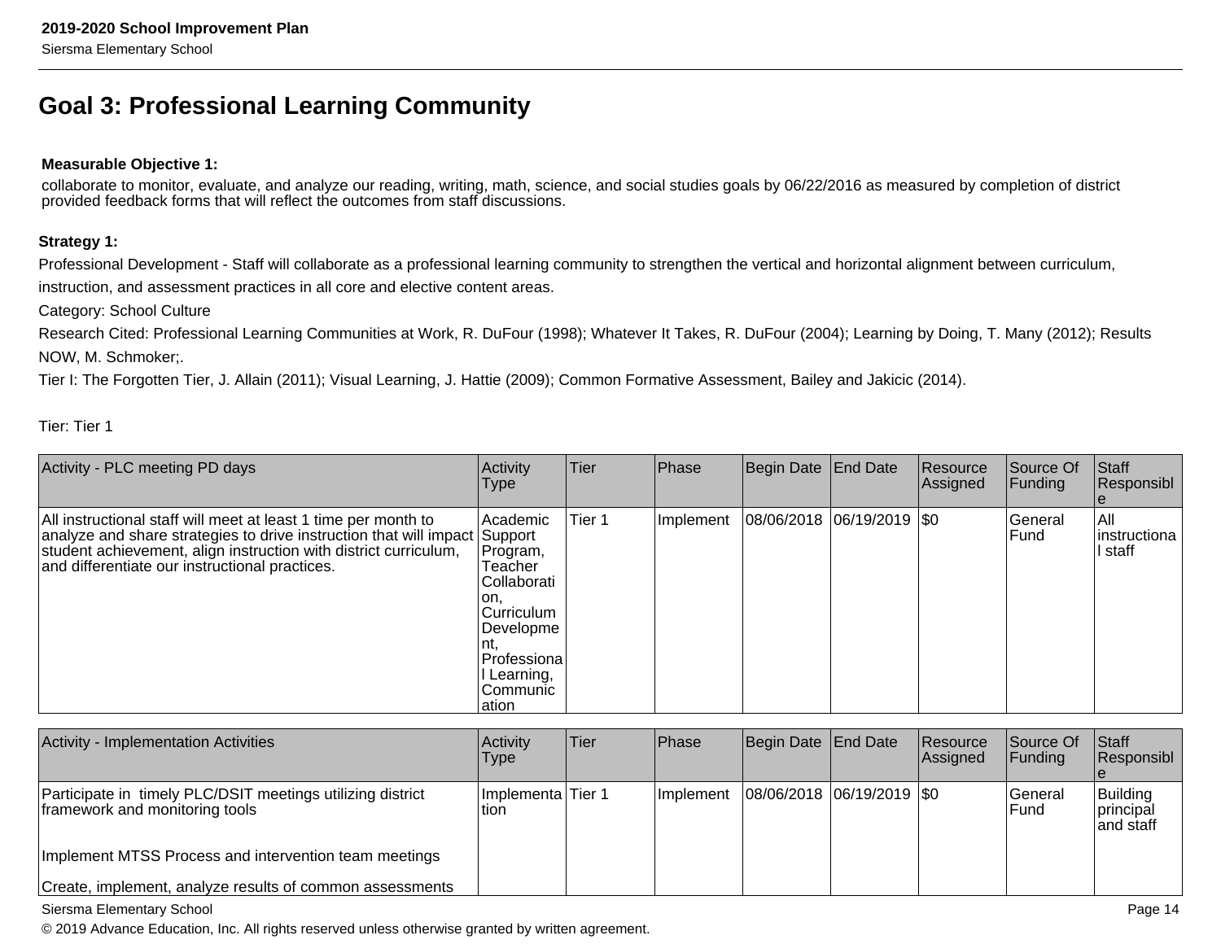# Goal 3: Professional Learning Community

**Measurable Objective 1:**

collaborate to monitor, evaluate, and analyze our reading, writing, math, science, and social studies goals by 06/22/2016 as measured by completion of district provided feedback forms that will reflect the outcomes from staff discussions.

**Strategy 1:**

Professional Development - Staff will collaborate as a professional learning community to strengthen the vertical and horizontal alignment between curriculum, instruction, and assessment practices in all core and elective content areas.

Category: School Culture

Research Cited: Professional Learning Communities at Work, R. DuFour (1998); Whatever It Takes, R. DuFour (2004); Learning by Doing, T. Many (2012); Results NOW, M. Schmoker;.

Tier I: The Forgotten Tier, J. Allain (2011); Visual Learning, J. Hattie (2009); Common Formative Assessment, Bailey and Jakicic (2014).

Tier: Tier 1

| Activity - PLC meeting PD days | Activity Type | Tier | Phase | Begin Date | End Date | Resource Assigned | Source Of Funding | Staff Responsible |
|---|---|---|---|---|---|---|---|---|
| All instructional staff will meet at least 1 time per month to analyze and share strategies to drive instruction that will impact student achievement, align instruction with district curriculum, and differentiate our instructional practices. | Academic Support Program, Teacher Collaboration, Curriculum Development, Professional Learning, Communication | Tier 1 | Implement | 08/06/2018 | 06/19/2019 | $0 | General Fund | All instructional staff |

| Activity - Implementation Activities | Activity Type | Tier | Phase | Begin Date | End Date | Resource Assigned | Source Of Funding | Staff Responsible |
|---|---|---|---|---|---|---|---|---|
| Participate in timely PLC/DSIT meetings utilizing district framework and monitoring tools<br><br>Implement MTSS Process and intervention team meetings<br><br>Create, implement, analyze results of common assessments | Implementation | Tier 1 | Implement | 08/06/2018 | 06/19/2019 | $0 | General Fund | Building principal and staff |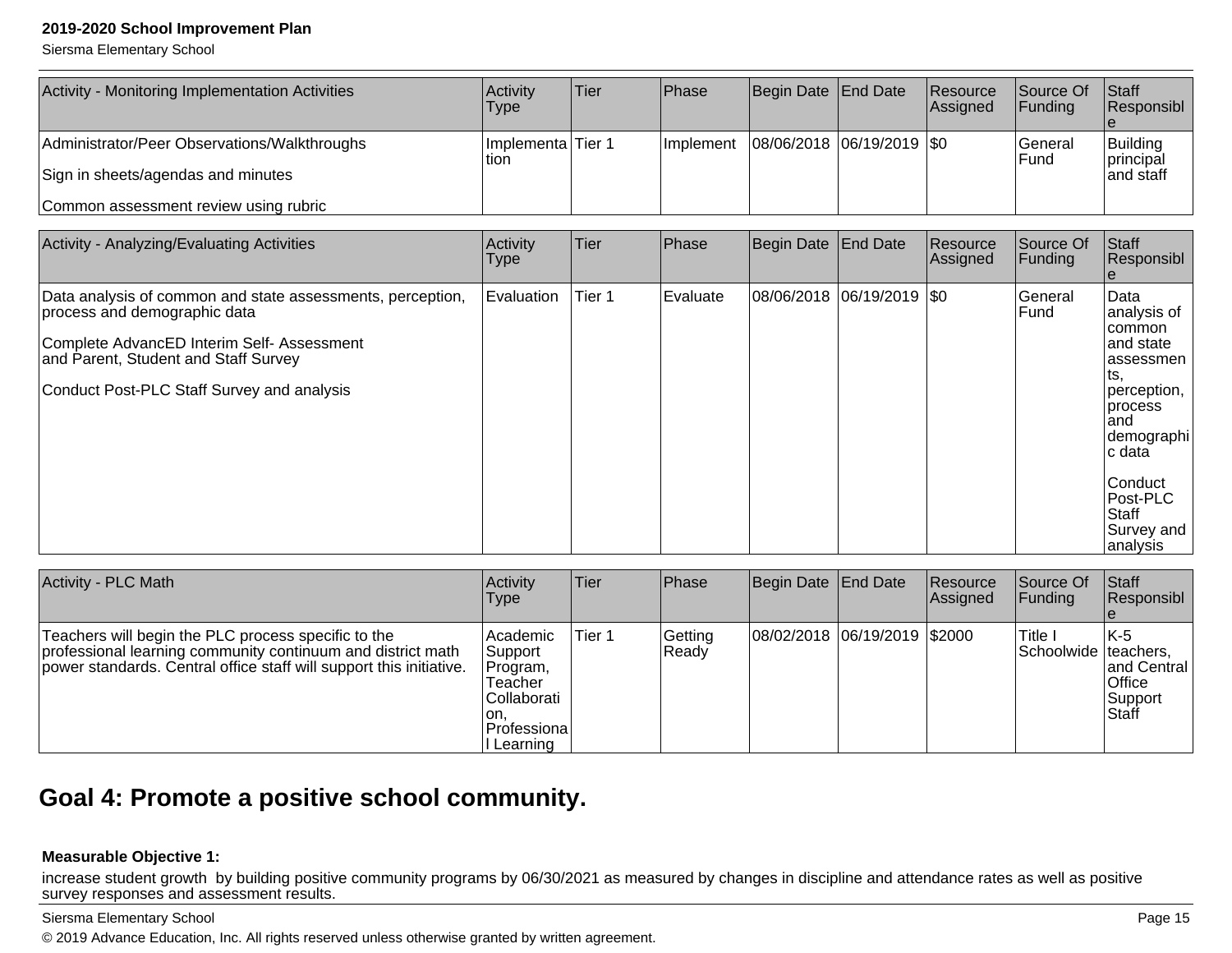| Activity - Monitoring Implementation Activities | Activity Type | Tier | Phase | Begin Date | End Date | Resource Assigned | Source Of Funding | Staff Responsible |
|---|---|---|---|---|---|---|---|---|
| Administrator/Peer Observations/Walkthroughs<br><br>Sign in sheets/agendas and minutes<br><br>Common assessment review using rubric | Implementation | Tier 1 | Implement | 08/06/2018 | 06/19/2019 | $0 | General Fund | Building principal and staff |

| Activity - Analyzing/Evaluating Activities | Activity Type | Tier | Phase | Begin Date | End Date | Resource Assigned | Source Of Funding | Staff Responsible |
|---|---|---|---|---|---|---|---|---|
| Data analysis of common and state assessments, perception, process and demographic data<br><br>Complete AdvancED Interim Self- Assessment and Parent, Student and Staff Survey<br><br>Conduct Post-PLC Staff Survey and analysis | Evaluation | Tier 1 | Evaluate | 08/06/2018 | 06/19/2019 | $0 | General Fund | Data analysis of common and state assessments, perception, process and demographic data<br><br>Conduct Post-PLC Staff Survey and analysis |

| Activity - PLC Math | Activity Type | Tier | Phase | Begin Date | End Date | Resource Assigned | Source Of Funding | Staff Responsible |
|---|---|---|---|---|---|---|---|---|
| Teachers will begin the PLC process specific to the professional learning community continuum and district math power standards. Central office staff will support this initiative. | Academic Support Program, Teacher Collaboration, Professional Learning | Tier 1 | Getting Ready | 08/02/2018 | 06/19/2019 | $2000 | Title I Schoolwide | K-5 teachers, and Central Office Support Staff |

## Goal 4: Promote a positive school community.

**Measurable Objective 1:**

increase student growth by building positive community programs by 06/30/2021 as measured by changes in discipline and attendance rates as well as positive survey responses and assessment results.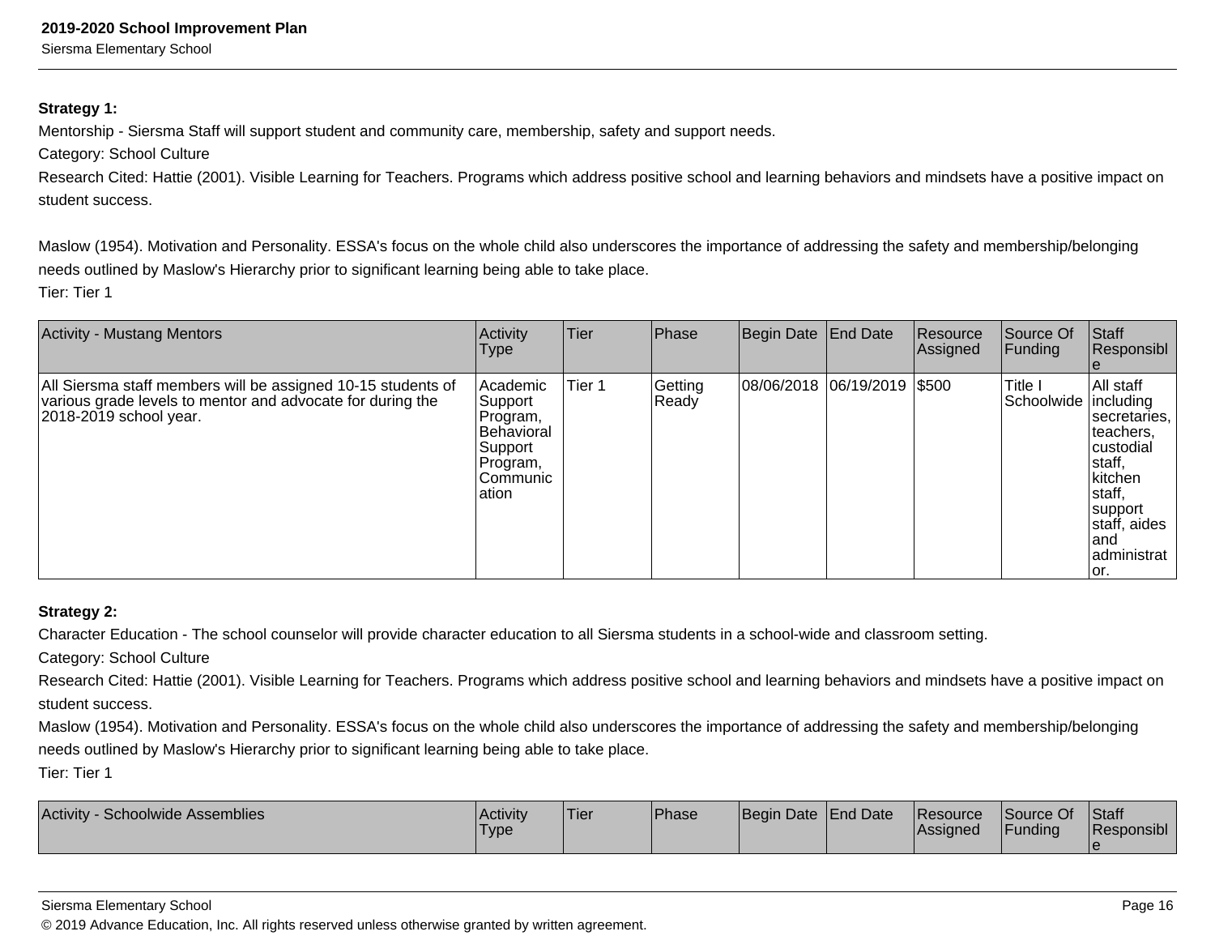**Strategy 1:**

Mentorship - Siersma Staff will support student and community care, membership, safety and support needs.

Category: School Culture

Research Cited: Hattie (2001). Visible Learning for Teachers. Programs which address positive school and learning behaviors and mindsets have a positive impact on student success.

Maslow (1954). Motivation and Personality. ESSA's focus on the whole child also underscores the importance of addressing the safety and membership/belonging needs outlined by Maslow's Hierarchy prior to significant learning being able to take place.

Tier: Tier 1

| Activity - Mustang Mentors | Activity Type | Tier | Phase | Begin Date | End Date | Resource Assigned | Source Of Funding | Staff Responsible |
|---|---|---|---|---|---|---|---|---|
| All Siersma staff members will be assigned 10-15 students of various grade levels to mentor and advocate for during the 2018-2019 school year. | Academic Support Program, Behavioral Support Program, Communication | Tier 1 | Getting Ready | 08/06/2018 | 06/19/2019 | $500 | Title I Schoolwide | All staff including secretaries, teachers, custodial staff, kitchen staff, support staff, aides and administrator. |

**Strategy 2:**

Character Education - The school counselor will provide character education to all Siersma students in a school-wide and classroom setting.

Category: School Culture

Research Cited: Hattie (2001). Visible Learning for Teachers. Programs which address positive school and learning behaviors and mindsets have a positive impact on student success.

Maslow (1954). Motivation and Personality. ESSA's focus on the whole child also underscores the importance of addressing the safety and membership/belonging needs outlined by Maslow's Hierarchy prior to significant learning being able to take place.

Tier: Tier 1

| Activity - Schoolwide Assemblies | Activity Type | Tier | Phase | Begin Date | End Date | Resource Assigned | Source Of Funding | Staff Responsible |
|---|---|---|---|---|---|---|---|---|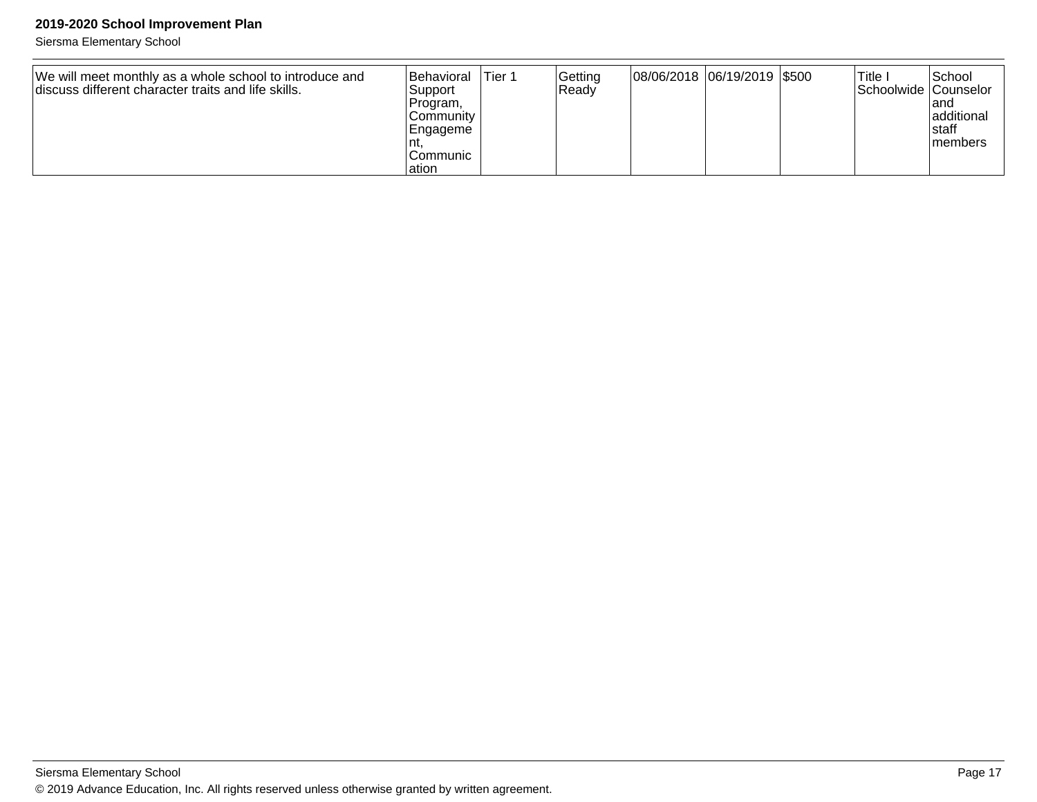| | | | | | | | | |
|---|---|---|---|---|---|---|---|---|
| We will meet monthly as a whole school to introduce and discuss different character traits and life skills. | Behavioral Support Program, Community Engagement, Communication | Tier 1 | Getting Ready | 08/06/2018 | 06/19/2019 | $500 | Title I Schoolwide | School Counselor and additional staff members |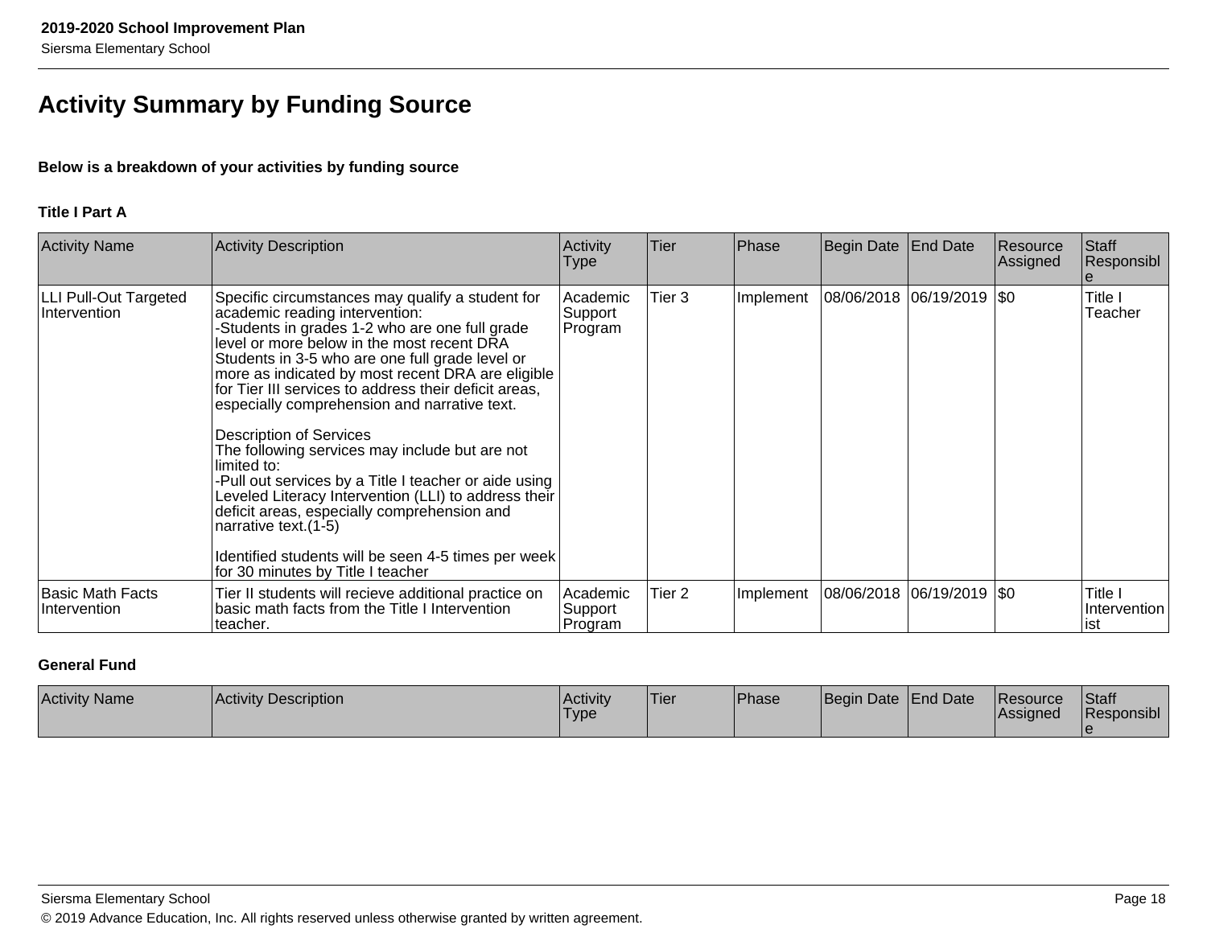## Activity Summary by Funding Source

**Below is a breakdown of your activities by funding source**

**Title I Part A**

| Activity Name | Activity Description | Activity Type | Tier | Phase | Begin Date | End Date | Resource Assigned | Staff Responsible |
|---|---|---|---|---|---|---|---|---|
| LLI Pull-Out Targeted Intervention | Specific circumstances may qualify a student for academic reading intervention:<br>-Students in grades 1-2 who are one full grade level or more below in the most recent DRA Students in 3-5 who are one full grade level or more as indicated by most recent DRA are eligible for Tier III services to address their deficit areas, especially comprehension and narrative text.<br><br>Description of Services<br>The following services may include but are not limited to:<br>-Pull out services by a Title I teacher or aide using Leveled Literacy Intervention (LLI) to address their deficit areas, especially comprehension and narrative text.(1-5)<br><br>Identified students will be seen 4-5 times per week for 30 minutes by Title I teacher | Academic Support Program | Tier 3 | Implement | 08/06/2018 | 06/19/2019 | $0 | Title I Teacher |
| Basic Math Facts Intervention | Tier II students will recieve additional practice on basic math facts from the Title I Intervention teacher. | Academic Support Program | Tier 2 | Implement | 08/06/2018 | 06/19/2019 | $0 | Title I Interventionist |

**General Fund**

| Activity Name | Activity Description | Activity Type | Tier | Phase | Begin Date | End Date | Resource Assigned | Staff Responsible |
|---|---|---|---|---|---|---|---|---|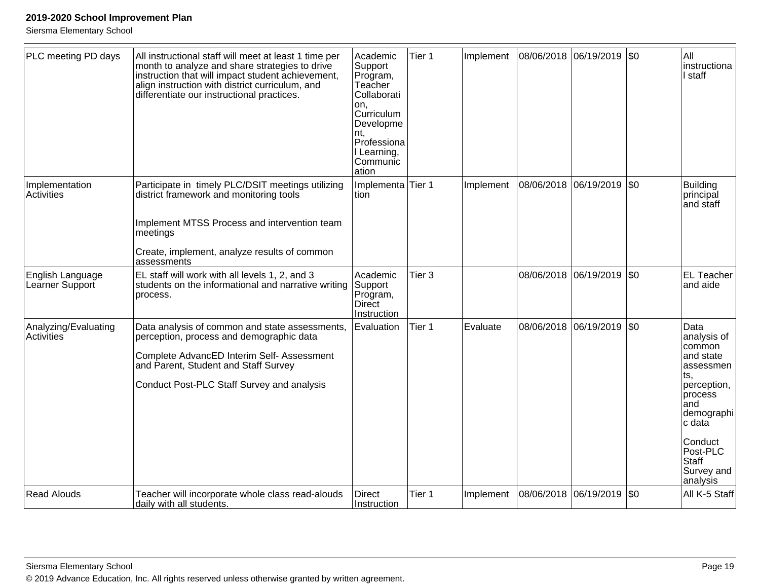| PLC meeting PD days | All instructional staff will meet at least 1 time per month to analyze and share strategies to drive instruction that will impact student achievement, align instruction with district curriculum, and differentiate our instructional practices. | Academic Support Program, Teacher Collaboration, Curriculum Development, Professional Learning, Communication | Tier 1 | Implement | 08/06/2018 | 06/19/2019 | $0 | All instructional staff |
|---|---|---|---|---|---|---|---|---|
| Implementation Activities | Participate in timely PLC/DSIT meetings utilizing district framework and monitoring tools<br><br>Implement MTSS Process and intervention team meetings<br><br>Create, implement, analyze results of common assessments | Implementation | Tier 1 | Implement | 08/06/2018 | 06/19/2019 | $0 | Building principal and staff |
| English Language Learner Support | EL staff will work with all levels 1, 2, and 3 students on the informational and narrative writing process. | Academic Support Program, Direct Instruction | Tier 3 | | 08/06/2018 | 06/19/2019 | $0 | EL Teacher and aide |
| Analyzing/Evaluating Activities | Data analysis of common and state assessments, perception, process and demographic data<br><br>Complete AdvancED Interim Self- Assessment and Parent, Student and Staff Survey<br><br>Conduct Post-PLC Staff Survey and analysis | Evaluation | Tier 1 | Evaluate | 08/06/2018 | 06/19/2019 | $0 | Data analysis of common and state assessments, perception, process and demographic data<br><br>Conduct Post-PLC Staff Survey and analysis |
| Read Alouds | Teacher will incorporate whole class read-alouds daily with all students. | Direct Instruction | Tier 1 | Implement | 08/06/2018 | 06/19/2019 | $0 | All K-5 Staff |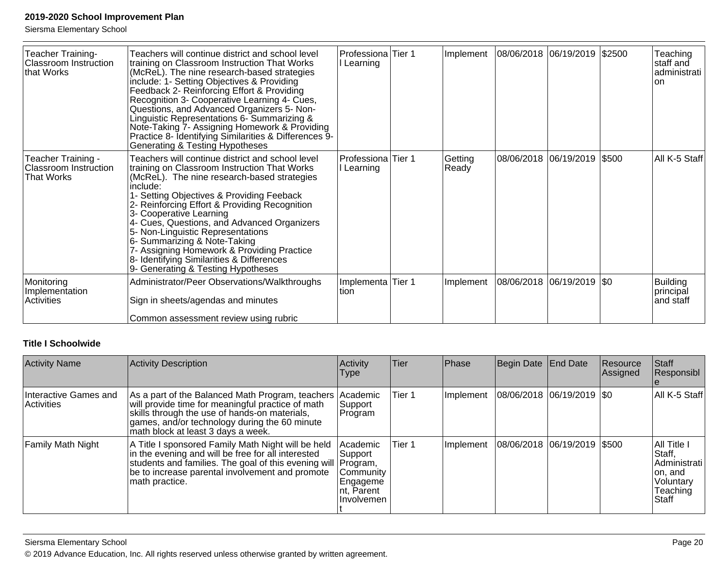| Teacher Training-Classroom Instruction that Works | Teachers will continue district and school level training on Classroom Instruction That Works (McReL). The nine research-based strategies include: 1- Setting Objectives & Providing Feedback 2- Reinforcing Effort & Providing Recognition 3- Cooperative Learning 4- Cues, Questions, and Advanced Organizers 5- Non-Linguistic Representations 6- Summarizing & Note-Taking 7- Assigning Homework & Providing Practice 8- Identifying Similarities & Differences 9- Generating & Testing Hypotheses | Professional Learning | Tier 1 | Implement | 08/06/2018 | 06/19/2019 | $2500 | Teaching staff and administration |
|---|---|---|---|---|---|---|---|---|
| Teacher Training - Classroom Instruction That Works | Teachers will continue district and school level training on Classroom Instruction That Works (McReL). The nine research-based strategies include:<br>1- Setting Objectives & Providing Feeback<br>2- Reinforcing Effort & Providing Recognition<br>3- Cooperative Learning<br>4- Cues, Questions, and Advanced Organizers<br>5- Non-Linguistic Representations<br>6- Summarizing & Note-Taking<br>7- Assigning Homework & Providing Practice<br>8- Identifying Similarities & Differences<br>9- Generating & Testing Hypotheses | Professional Learning | Tier 1 | Getting Ready | 08/06/2018 | 06/19/2019 | $500 | All K-5 Staff |
| Monitoring Implementation Activities | Administrator/Peer Observations/Walkthroughs<br><br>Sign in sheets/agendas and minutes<br><br>Common assessment review using rubric | Implementation | Tier 1 | Implement | 08/06/2018 | 06/19/2019 | $0 | Building principal and staff |

**Title I Schoolwide**

| Activity Name | Activity Description | Activity Type | Tier | Phase | Begin Date | End Date | Resource Assigned | Staff Responsible |
|---|---|---|---|---|---|---|---|---|
| Interactive Games and Activities | As a part of the Balanced Math Program, teachers will provide time for meaningful practice of math skills through the use of hands-on materials, games, and/or technology during the 60 minute math block at least 3 days a week. | Academic Support Program | Tier 1 | Implement | 08/06/2018 | 06/19/2019 | $0 | All K-5 Staff |
| Family Math Night | A Title I sponsored Family Math Night will be held in the evening and will be free for all interested students and families. The goal of this evening will be to increase parental involvement and promote math practice. | Academic Support Program, Community Engagement, Parent Involvement | Tier 1 | Implement | 08/06/2018 | 06/19/2019 | $500 | All Title I Staff, Administration, and Voluntary Teaching Staff |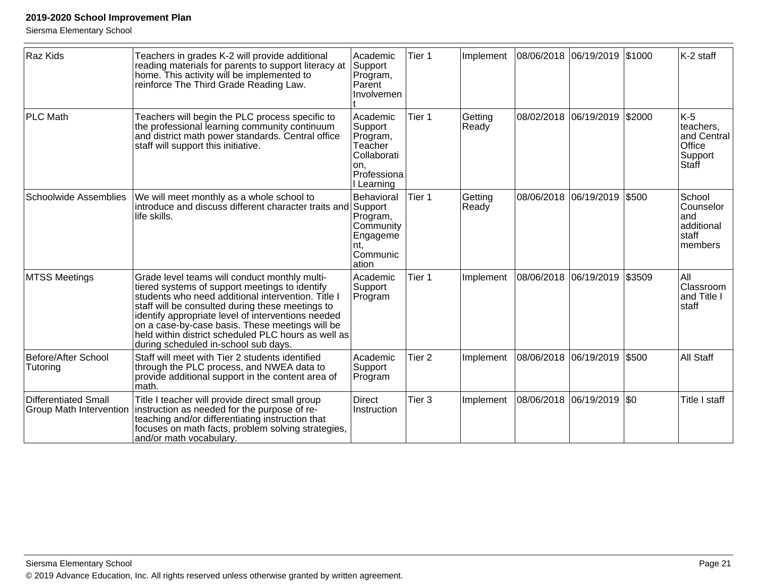| | | | | | | | | |
|---|---|---|---|---|---|---|---|---|
| Raz Kids | Teachers in grades K-2 will provide additional reading materials for parents to support literacy at home. This activity will be implemented to reinforce The Third Grade Reading Law. | Academic Support Program, Parent Involvement | Tier 1 | Implement | 08/06/2018 | 06/19/2019 | $1000 | K-2 staff |
| PLC Math | Teachers will begin the PLC process specific to the professional learning community continuum and district math power standards. Central office staff will support this initiative. | Academic Support Program, Teacher Collaboration, Professional Learning | Tier 1 | Getting Ready | 08/02/2018 | 06/19/2019 | $2000 | K-5 teachers, and Central Office Support Staff |
| Schoolwide Assemblies | We will meet monthly as a whole school to introduce and discuss different character traits and life skills. | Behavioral Support Program, Community Engagement, Communication | Tier 1 | Getting Ready | 08/06/2018 | 06/19/2019 | $500 | School Counselor and additional staff members |
| MTSS Meetings | Grade level teams will conduct monthly multi-tiered systems of support meetings to identify students who need additional intervention. Title I staff will be consulted during these meetings to identify appropriate level of interventions needed on a case-by-case basis. These meetings will be held within district scheduled PLC hours as well as during scheduled in-school sub days. | Academic Support Program | Tier 1 | Implement | 08/06/2018 | 06/19/2019 | $3509 | All Classroom and Title I staff |
| Before/After School Tutoring | Staff will meet with Tier 2 students identified through the PLC process, and NWEA data to provide additional support in the content area of math. | Academic Support Program | Tier 2 | Implement | 08/06/2018 | 06/19/2019 | $500 | All Staff |
| Differentiated Small Group Math Intervention | Title I teacher will provide direct small group instruction as needed for the purpose of re-teaching and/or differentiating instruction that focuses on math facts, problem solving strategies, and/or math vocabulary. | Direct Instruction | Tier 3 | Implement | 08/06/2018 | 06/19/2019 | $0 | Title I staff |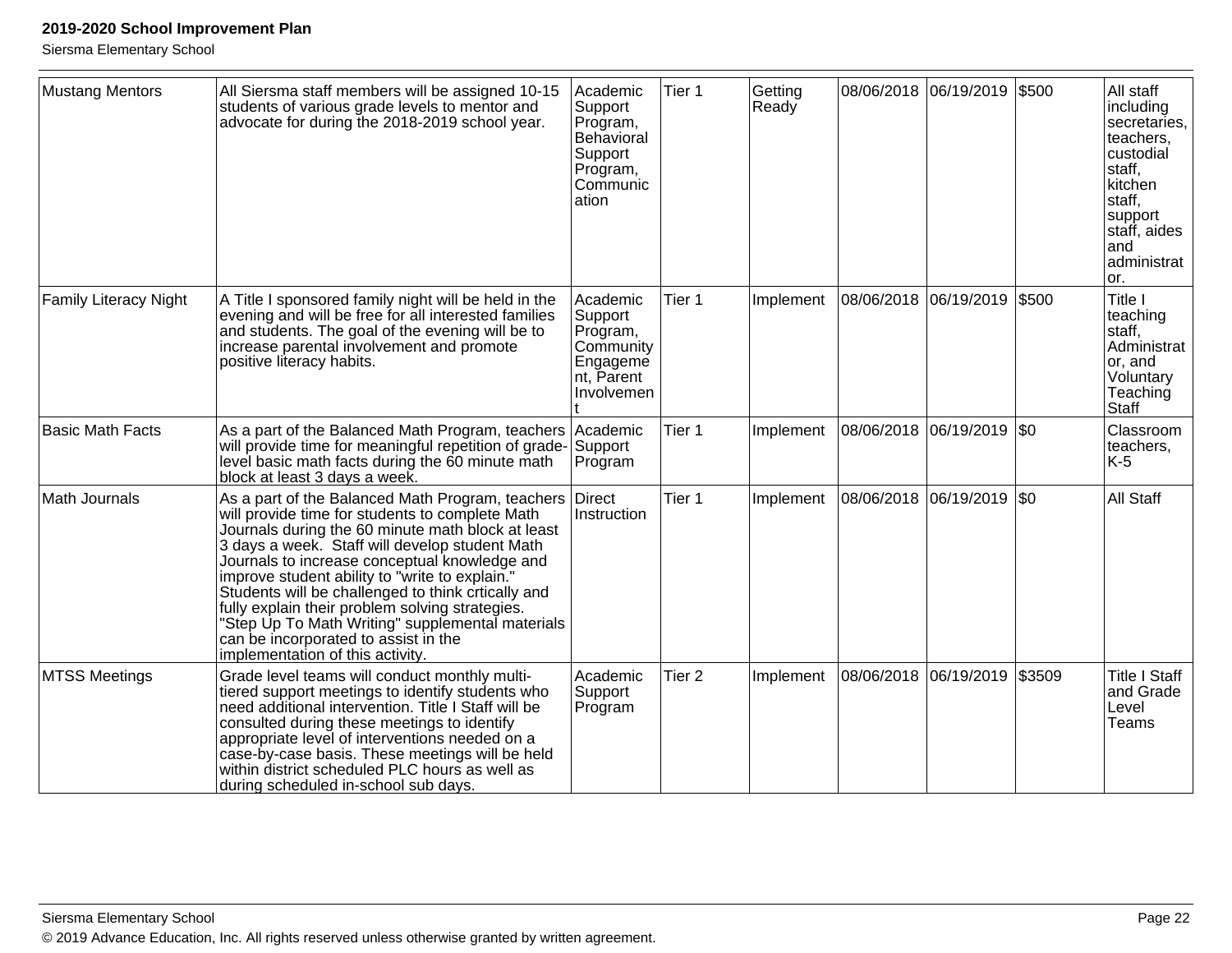| Mustang Mentors | All Siersma staff members will be assigned 10-15 students of various grade levels to mentor and advocate for during the 2018-2019 school year. | Academic Support Program, Behavioral Support Program, Communication | Tier 1 | Getting Ready | 08/06/2018 | 06/19/2019 | $500 | All staff including secretaries, teachers, custodial staff, kitchen staff, support staff, aides and administrator. |
|---|---|---|---|---|---|---|---|---|
| Family Literacy Night | A Title I sponsored family night will be held in the evening and will be free for all interested families and students. The goal of the evening will be to increase parental involvement and promote positive literacy habits. | Academic Support Program, Community Engagement, Parent Involvement | Tier 1 | Implement | 08/06/2018 | 06/19/2019 | $500 | Title I teaching staff, Administrator, and Voluntary Teaching Staff |
| Basic Math Facts | As a part of the Balanced Math Program, teachers will provide time for meaningful repetition of grade-level basic math facts during the 60 minute math block at least 3 days a week. | Academic Support Program | Tier 1 | Implement | 08/06/2018 | 06/19/2019 | $0 | Classroom teachers, K-5 |
| Math Journals | As a part of the Balanced Math Program, teachers will provide time for students to complete Math Journals during the 60 minute math block at least 3 days a week. Staff will develop student Math Journals to increase conceptual knowledge and improve student ability to "write to explain." Students will be challenged to think crtically and fully explain their problem solving strategies. "Step Up To Math Writing" supplemental materials can be incorporated to assist in the implementation of this activity. | Direct Instruction | Tier 1 | Implement | 08/06/2018 | 06/19/2019 | $0 | All Staff |
| MTSS Meetings | Grade level teams will conduct monthly multi-tiered support meetings to identify students who need additional intervention. Title I Staff will be consulted during these meetings to identify appropriate level of interventions needed on a case-by-case basis. These meetings will be held within district scheduled PLC hours as well as during scheduled in-school sub days. | Academic Support Program | Tier 2 | Implement | 08/06/2018 | 06/19/2019 | $3509 | Title I Staff and Grade Level Teams |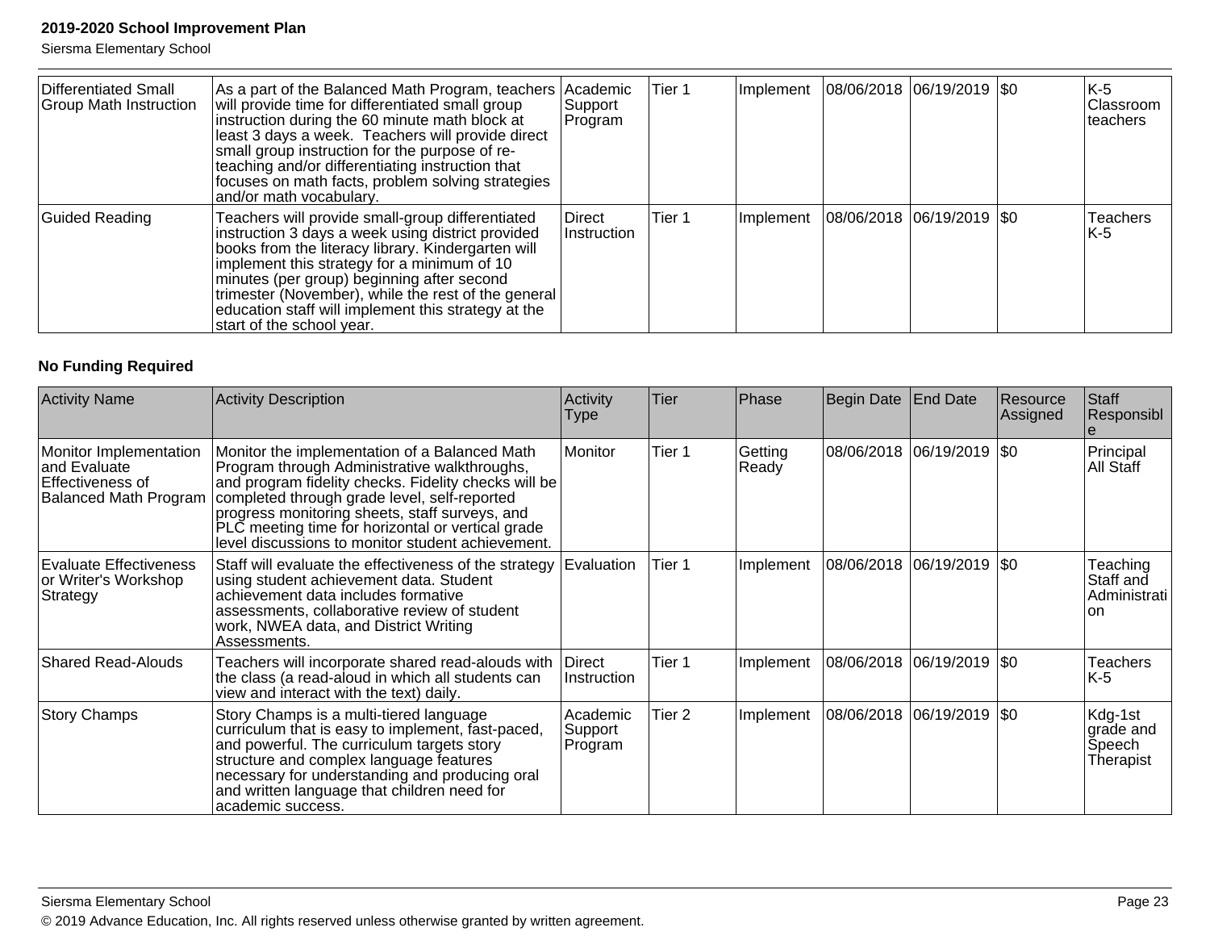| Differentiated Small Group Math Instruction | As a part of the Balanced Math Program, teachers will provide time for differentiated small group instruction during the 60 minute math block at least 3 days a week. Teachers will provide direct small group instruction for the purpose of re-teaching and/or differentiating instruction that focuses on math facts, problem solving strategies and/or math vocabulary. | Academic Support Program | Tier 1 | Implement | 08/06/2018 | 06/19/2019 | $0 | K-5 Classroom teachers |
|---|---|---|---|---|---|---|---|---|
| Guided Reading | Teachers will provide small-group differentiated instruction 3 days a week using district provided books from the literacy library. Kindergarten will implement this strategy for a minimum of 10 minutes (per group) beginning after second trimester (November), while the rest of the general education staff will implement this strategy at the start of the school year. | Direct Instruction | Tier 1 | Implement | 08/06/2018 | 06/19/2019 | $0 | Teachers K-5 |

**No Funding Required**

| Activity Name | Activity Description | Activity Type | Tier | Phase | Begin Date | End Date | Resource Assigned | Staff Responsible |
|---|---|---|---|---|---|---|---|---|
| Monitor Implementation and Evaluate Effectiveness of Balanced Math Program | Monitor the implementation of a Balanced Math Program through Administrative walkthroughs, and program fidelity checks. Fidelity checks will be completed through grade level, self-reported progress monitoring sheets, staff surveys, and PLC meeting time for horizontal or vertical grade level discussions to monitor student achievement. | Monitor | Tier 1 | Getting Ready | 08/06/2018 | 06/19/2019 | $0 | Principal All Staff |
| Evaluate Effectiveness or Writer's Workshop Strategy | Staff will evaluate the effectiveness of the strategy using student achievement data. Student achievement data includes formative assessments, collaborative review of student work, NWEA data, and District Writing Assessments. | Evaluation | Tier 1 | Implement | 08/06/2018 | 06/19/2019 | $0 | Teaching Staff and Administration |
| Shared Read-Alouds | Teachers will incorporate shared read-alouds with the class (a read-aloud in which all students can view and interact with the text) daily. | Direct Instruction | Tier 1 | Implement | 08/06/2018 | 06/19/2019 | $0 | Teachers K-5 |
| Story Champs | Story Champs is a multi-tiered language curriculum that is easy to implement, fast-paced, and powerful. The curriculum targets story structure and complex language features necessary for understanding and producing oral and written language that children need for academic success. | Academic Support Program | Tier 2 | Implement | 08/06/2018 | 06/19/2019 | $0 | Kdg-1st grade and Speech Therapist |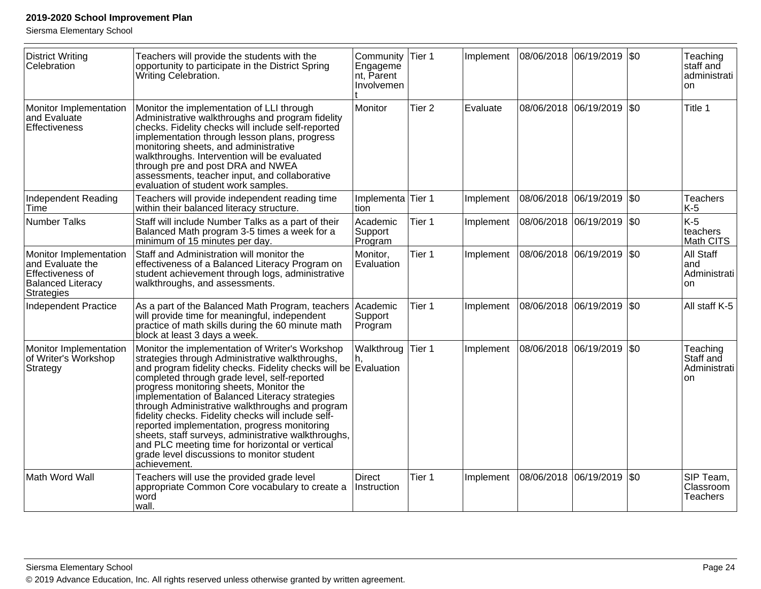| | | | | | | | | |
|---|---|---|---|---|---|---|---|---|
| District Writing Celebration | Teachers will provide the students with the opportunity to participate in the District Spring Writing Celebration. | Community Engagement, Parent Involvement | Tier 1 | Implement | 08/06/2018 | 06/19/2019 | $0 | Teaching staff and administration |
| Monitor Implementation and Evaluate Effectiveness | Monitor the implementation of LLI through Administrative walkthroughs and program fidelity checks. Fidelity checks will include self-reported implementation through lesson plans, progress monitoring sheets, and administrative walkthroughs. Intervention will be evaluated through pre and post DRA and NWEA assessments, teacher input, and collaborative evaluation of student work samples. | Monitor | Tier 2 | Evaluate | 08/06/2018 | 06/19/2019 | $0 | Title 1 |
| Independent Reading Time | Teachers will provide independent reading time within their balanced literacy structure. | Implementation | Tier 1 | Implement | 08/06/2018 | 06/19/2019 | $0 | Teachers K-5 |
| Number Talks | Staff will include Number Talks as a part of their Balanced Math program 3-5 times a week for a minimum of 15 minutes per day. | Academic Support Program | Tier 1 | Implement | 08/06/2018 | 06/19/2019 | $0 | K-5 teachers Math CITS |
| Monitor Implementation and Evaluate the Effectiveness of Balanced Literacy Strategies | Staff and Administration will monitor the effectiveness of a Balanced Literacy Program on student achievement through logs, administrative walkthroughs, and assessments. | Monitor, Evaluation | Tier 1 | Implement | 08/06/2018 | 06/19/2019 | $0 | All Staff and Administration |
| Independent Practice | As a part of the Balanced Math Program, teachers will provide time for meaningful, independent practice of math skills during the 60 minute math block at least 3 days a week. | Academic Support Program | Tier 1 | Implement | 08/06/2018 | 06/19/2019 | $0 | All staff K-5 |
| Monitor Implementation of Writer's Workshop Strategy | Monitor the implementation of Writer's Workshop strategies through Administrative walkthroughs, and program fidelity checks. Fidelity checks will be completed through grade level, self-reported progress monitoring sheets, Monitor the implementation of Balanced Literacy strategies through Administrative walkthroughs and program fidelity checks. Fidelity checks will include self-reported implementation, progress monitoring sheets, staff surveys, administrative walkthroughs, and PLC meeting time for horizontal or vertical grade level discussions to monitor student achievement. | Walkthrough, Evaluation | Tier 1 | Implement | 08/06/2018 | 06/19/2019 | $0 | Teaching Staff and Administration |
| Math Word Wall | Teachers will use the provided grade level appropriate Common Core vocabulary to create a word wall. | Direct Instruction | Tier 1 | Implement | 08/06/2018 | 06/19/2019 | $0 | SIP Team, Classroom Teachers |